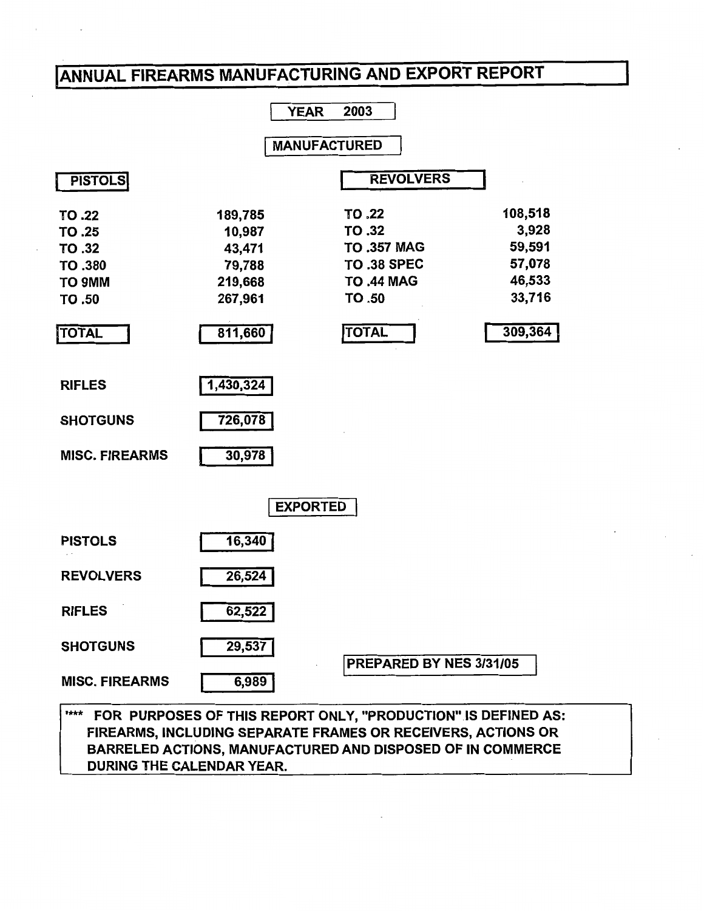# ANNUAL FIREARMS MANUFACTURING AND EXPORT REPORT

**YEAR 2003**

## MANUFACTURED

| PISTOLS | | REVOLVERS | |
|---|---|---|---|
| TO .22 | 189,785 | TO .22 | 108,518 |
| TO .25 | 10,987 | TO .32 | 3,928 |
| TO .32 | 43,471 | TO .357 MAG | 59,591 |
| TO .380 | 79,788 | TO .38 SPEC | 57,078 |
| TO 9MM | 219,668 | TO .44 MAG | 46,533 |
| TO .50 | 267,961 | TO .50 | 33,716 |
| **TOTAL** | **811,660** | **TOTAL** | **309,364** |

| | |
|---|---|
| RIFLES | 1,430,324 |
| SHOTGUNS | 726,078 |
| MISC. FIREARMS | 30,978 |

## EXPORTED

| | |
|---|---|
| PISTOLS | 16,340 |
| REVOLVERS | 26,524 |
| RIFLES | 62,522 |
| SHOTGUNS | 29,537 |
| MISC. FIREARMS | 6,989 |

PREPARED BY NES 3/31/05

**** FOR PURPOSES OF THIS REPORT ONLY, "PRODUCTION" IS DEFINED AS: FIREARMS, INCLUDING SEPARATE FRAMES OR RECEIVERS, ACTIONS OR BARRELED ACTIONS, MANUFACTURED AND DISPOSED OF IN COMMERCE DURING THE CALENDAR YEAR.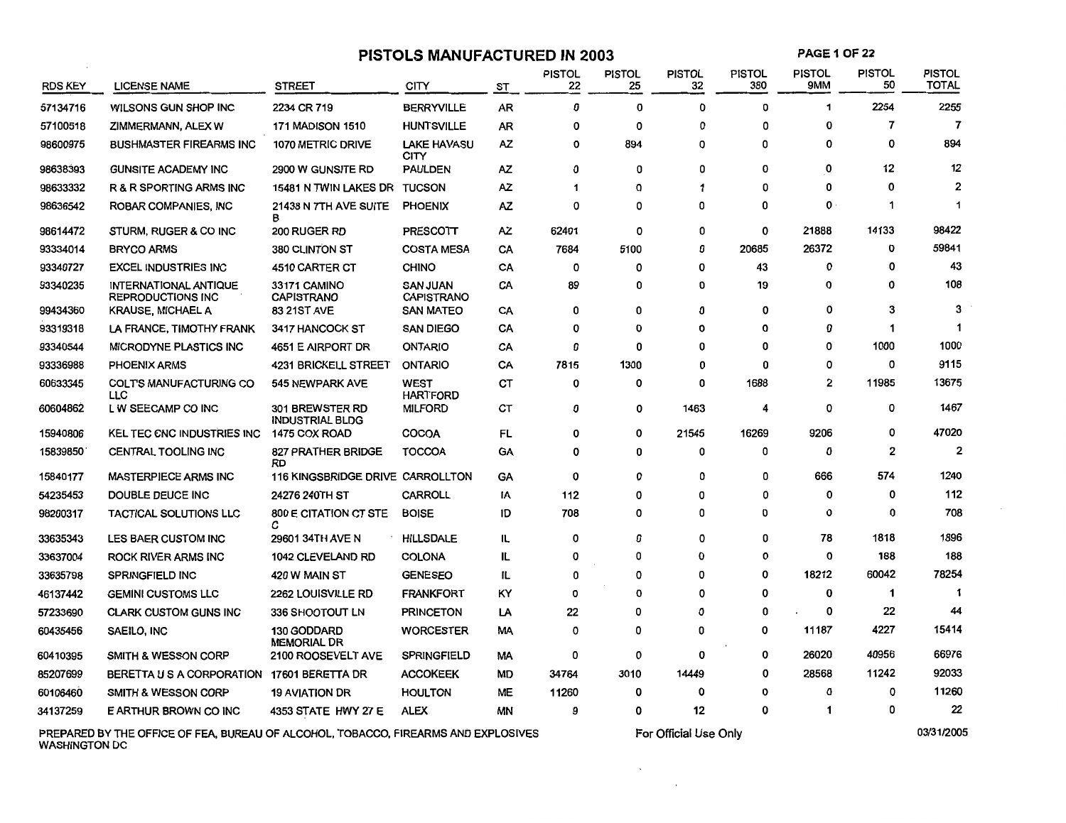# PISTOLS MANUFACTURED IN 2003

| RDS KEY | LICENSE NAME | STREET | CITY | ST | PISTOL 22 | PISTOL 25 | PISTOL 32 | PISTOL 380 | PISTOL 9MM | PISTOL 50 | PISTOL TOTAL |
|---|---|---|---|---|---|---|---|---|---|---|---|
| 57134716 | WILSONS GUN SHOP INC | 2234 CR 719 | BERRYVILLE | AR | 0 | 0 | 0 | 0 | 1 | 2254 | 2255 |
| 57100518 | ZIMMERMANN, ALEX W | 171 MADISON 1510 | HUNTSVILLE | AR | 0 | 0 | 0 | 0 | 0 | 7 | 7 |
| 98600975 | BUSHMASTER FIREARMS INC | 1070 METRIC DRIVE | LAKE HAVASU CITY | AZ | 0 | 894 | 0 | 0 | 0 | 0 | 894 |
| 98638393 | GUNSITE ACADEMY INC | 2900 W GUNSITE RD | PAULDEN | AZ | 0 | 0 | 0 | 0 | 0 | 12 | 12 |
| 98633332 | R & R SPORTING ARMS INC | 15481 N TWIN LAKES DR | TUCSON | AZ | 1 | 0 | 1 | 0 | 0 | 0 | 2 |
| 98636542 | ROBAR COMPANIES, INC | 21438 N 7TH AVE SUITE B | PHOENIX | AZ | 0 | 0 | 0 | 0 | 0 | 1 | 1 |
| 98614472 | STURM, RUGER & CO INC | 200 RUGER RD | PRESCOTT | AZ | 62401 | 0 | 0 | 0 | 21888 | 14133 | 98422 |
| 93334014 | BRYCO ARMS | 380 CLINTON ST | COSTA MESA | CA | 7684 | 5100 | 0 | 20685 | 26372 | 0 | 59841 |
| 93340727 | EXCEL INDUSTRIES INC | 4510 CARTER CT | CHINO | CA | 0 | 0 | 0 | 43 | 0 | 0 | 43 |
| 93340235 | INTERNATIONAL ANTIQUE REPRODUCTIONS INC | 33171 CAMINO CAPISTRANO | SAN JUAN CAPISTRANO | CA | 89 | 0 | 0 | 19 | 0 | 0 | 108 |
| 99434360 | KRAUSE, MICHAEL A | 83 21ST AVE | SAN MATEO | CA | 0 | 0 | 0 | 0 | 0 | 3 | 3 |
| 93319318 | LA FRANCE, TIMOTHY FRANK | 3417 HANCOCK ST | SAN DIEGO | CA | 0 | 0 | 0 | 0 | 0 | 1 | 1 |
| 93340544 | MICRODYNE PLASTICS INC | 4651 E AIRPORT DR | ONTARIO | CA | 0 | 0 | 0 | 0 | 0 | 1000 | 1000 |
| 93336988 | PHOENIX ARMS | 4231 BRICKELL STREET | ONTARIO | CA | 7815 | 1300 | 0 | 0 | 0 | 0 | 9115 |
| 60633345 | COLT'S MANUFACTURING CO LLC | 545 NEWPARK AVE | WEST HARTFORD | CT | 0 | 0 | 0 | 1688 | 2 | 11985 | 13675 |
| 60604862 | L W SEECAMP CO INC | 301 BREWSTER RD INDUSTRIAL BLDG | MILFORD | CT | 0 | 0 | 1463 | 4 | 0 | 0 | 1467 |
| 15940806 | KEL TEC CNC INDUSTRIES INC | 1475 COX ROAD | COCOA | FL | 0 | 0 | 21545 | 16269 | 9206 | 0 | 47020 |
| 15839850 | CENTRAL TOOLING INC | 827 PRATHER BRIDGE RD | TOCCOA | GA | 0 | 0 | 0 | 0 | 0 | 2 | 2 |
| 15840177 | MASTERPIECE ARMS INC | 116 KINGSBRIDGE DRIVE | CARROLLTON | GA | 0 | 0 | 0 | 0 | 666 | 574 | 1240 |
| 54235453 | DOUBLE DEUCE INC | 24276 240TH ST | CARROLL | IA | 112 | 0 | 0 | 0 | 0 | 0 | 112 |
| 98200317 | TACTICAL SOLUTIONS LLC | 800 E CITATION CT STE C | BOISE | ID | 708 | 0 | 0 | 0 | 0 | 0 | 708 |
| 33635343 | LES BAER CUSTOM INC | 29601 34TH AVE N | HILLSDALE | IL | 0 | 0 | 0 | 0 | 78 | 1818 | 1896 |
| 33637004 | ROCK RIVER ARMS INC | 1042 CLEVELAND RD | COLONA | IL | 0 | 0 | 0 | 0 | 0 | 188 | 188 |
| 33635798 | SPRINGFIELD INC | 420 W MAIN ST | GENESEO | IL | 0 | 0 | 0 | 0 | 18212 | 60042 | 78254 |
| 46137442 | GEMINI CUSTOMS LLC | 2262 LOUISVILLE RD | FRANKFORT | KY | 0 | 0 | 0 | 0 | 0 | 1 | 1 |
| 57233690 | CLARK CUSTOM GUNS INC | 336 SHOOTOUT LN | PRINCETON | LA | 22 | 0 | 0 | 0 | 0 | 22 | 44 |
| 60435456 | SAEILO, INC | 130 GODDARD MEMORIAL DR | WORCESTER | MA | 0 | 0 | 0 | 0 | 11187 | 4227 | 15414 |
| 60410395 | SMITH & WESSON CORP | 2100 ROOSEVELT AVE | SPRINGFIELD | MA | 0 | 0 | 0 | 0 | 26020 | 40956 | 66976 |
| 85207699 | BERETTA U S A CORPORATION | 17601 BERETTA DR | ACCOKEEK | MD | 34764 | 3010 | 14449 | 0 | 28568 | 11242 | 92033 |
| 60106460 | SMITH & WESSON CORP | 19 AVIATION DR | HOULTON | ME | 11260 | 0 | 0 | 0 | 0 | 0 | 11260 |
| 34137259 | E ARTHUR BROWN CO INC | 4353 STATE HWY 27 E | ALEX | MN | 9 | 0 | 12 | 0 | 1 | 0 | 22 |

PREPARED BY THE OFFICE OF FEA, BUREAU OF ALCOHOL, TOBACCO, FIREARMS AND EXPLOSIVES WASHINGTON DC

For Official Use Only

03/31/2005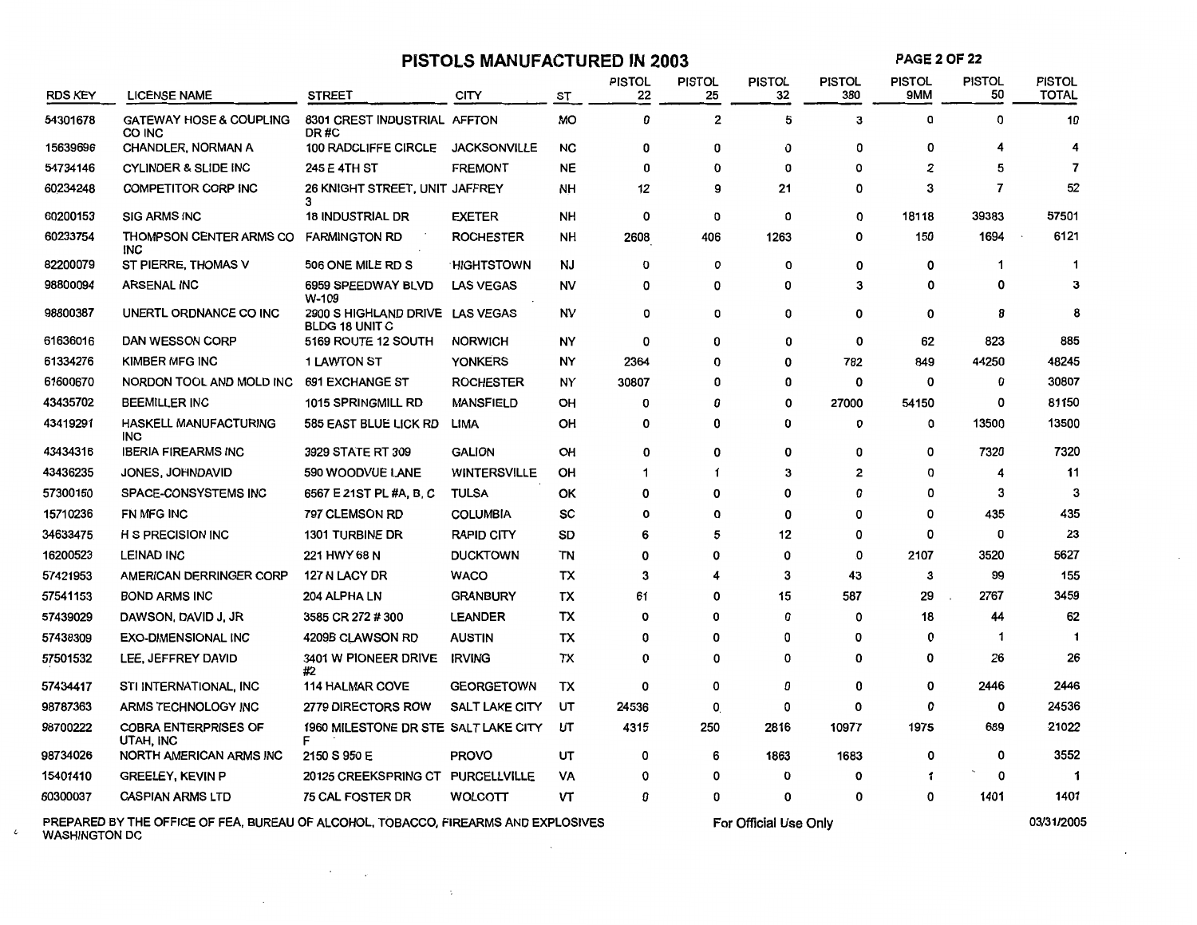# PISTOLS MANUFACTURED IN 2003

| RDS KEY | LICENSE NAME | STREET | CITY | ST | PISTOL 22 | PISTOL 25 | PISTOL 32 | PISTOL 380 | PISTOL 9MM | PISTOL 50 | PISTOL TOTAL |
|---|---|---|---|---|---|---|---|---|---|---|---|
| 54301678 | GATEWAY HOSE & COUPLING CO INC | 8301 CREST INDUSTRIAL DR #C | AFFTON | MO | 0 | 2 | 5 | 3 | 0 | 0 | 10 |
| 15639696 | CHANDLER, NORMAN A | 100 RADCLIFFE CIRCLE | JACKSONVILLE | NC | 0 | 0 | 0 | 0 | 0 | 4 | 4 |
| 54734146 | CYLINDER & SLIDE INC | 245 E 4TH ST | FREMONT | NE | 0 | 0 | 0 | 0 | 2 | 5 | 7 |
| 60234248 | COMPETITOR CORP INC | 26 KNIGHT STREET, UNIT 3 | JAFFREY | NH | 12 | 9 | 21 | 0 | 3 | 7 | 52 |
| 60200153 | SIG ARMS INC | 18 INDUSTRIAL DR | EXETER | NH | 0 | 0 | 0 | 0 | 18118 | 39383 | 57501 |
| 60233754 | THOMPSON CENTER ARMS CO INC | FARMINGTON RD | ROCHESTER | NH | 2608 | 406 | 1263 | 0 | 150 | 1694 | 6121 |
| 82200079 | ST PIERRE, THOMAS V | 506 ONE MILE RD S | HIGHTSTOWN | NJ | 0 | 0 | 0 | 0 | 0 | 1 | 1 |
| 98800094 | ARSENAL INC | 6959 SPEEDWAY BLVD W-109 | LAS VEGAS | NV | 0 | 0 | 0 | 3 | 0 | 0 | 3 |
| 98800387 | UNERTL ORDNANCE CO INC | 2900 S HIGHLAND DRIVE BLDG 18 UNIT C | LAS VEGAS | NV | 0 | 0 | 0 | 0 | 0 | 8 | 8 |
| 61636016 | DAN WESSON CORP | 5169 ROUTE 12 SOUTH | NORWICH | NY | 0 | 0 | 0 | 0 | 62 | 823 | 885 |
| 61334276 | KIMBER MFG INC | 1 LAWTON ST | YONKERS | NY | 2364 | 0 | 0 | 782 | 849 | 44250 | 48245 |
| 61600670 | NORDON TOOL AND MOLD INC | 691 EXCHANGE ST | ROCHESTER | NY | 30807 | 0 | 0 | 0 | 0 | 0 | 30807 |
| 43435702 | BEEMILLER INC | 1015 SPRINGMILL RD | MANSFIELD | OH | 0 | 0 | 0 | 27000 | 54150 | 0 | 81150 |
| 43419291 | HASKELL MANUFACTURING INC | 585 EAST BLUE LICK RD | LIMA | OH | 0 | 0 | 0 | 0 | 0 | 13500 | 13500 |
| 43434316 | IBERIA FIREARMS INC | 3929 STATE RT 309 | GALION | OH | 0 | 0 | 0 | 0 | 0 | 7320 | 7320 |
| 43436235 | JONES, JOHNDAVID | 590 WOODVUE LANE | WINTERSVILLE | OH | 1 | 1 | 3 | 2 | 0 | 4 | 11 |
| 57300150 | SPACE-CONSYSTEMS INC | 6567 E 21ST PL #A, B, C | TULSA | OK | 0 | 0 | 0 | 0 | 0 | 3 | 3 |
| 15710236 | FN MFG INC | 797 CLEMSON RD | COLUMBIA | SC | 0 | 0 | 0 | 0 | 0 | 435 | 435 |
| 34633475 | H S PRECISION INC | 1301 TURBINE DR | RAPID CITY | SD | 6 | 5 | 12 | 0 | 0 | 0 | 23 |
| 16200523 | LEINAD INC | 221 HWY 68 N | DUCKTOWN | TN | 0 | 0 | 0 | 0 | 2107 | 3520 | 5627 |
| 57421953 | AMERICAN DERRINGER CORP | 127 N LACY DR | WACO | TX | 3 | 4 | 3 | 43 | 3 | 99 | 155 |
| 57541153 | BOND ARMS INC | 204 ALPHA LN | GRANBURY | TX | 61 | 0 | 15 | 587 | 29 | 2767 | 3459 |
| 57439029 | DAWSON, DAVID J, JR | 3585 CR 272 # 300 | LEANDER | TX | 0 | 0 | 0 | 0 | 18 | 44 | 62 |
| 57438309 | EXO-DIMENSIONAL INC | 4209B CLAWSON RD | AUSTIN | TX | 0 | 0 | 0 | 0 | 0 | 1 | 1 |
| 57501532 | LEE, JEFFREY DAVID | 3401 W PIONEER DRIVE #2 | IRVING | TX | 0 | 0 | 0 | 0 | 0 | 26 | 26 |
| 57434417 | STI INTERNATIONAL, INC | 114 HALMAR COVE | GEORGETOWN | TX | 0 | 0 | 0 | 0 | 0 | 2446 | 2446 |
| 98787363 | ARMS TECHNOLOGY INC | 2779 DIRECTORS ROW | SALT LAKE CITY | UT | 24536 | 0 | 0 | 0 | 0 | 0 | 24536 |
| 98700222 | COBRA ENTERPRISES OF UTAH, INC | 1960 MILESTONE DR STE F | SALT LAKE CITY | UT | 4315 | 250 | 2816 | 10977 | 1975 | 689 | 21022 |
| 98734026 | NORTH AMERICAN ARMS INC | 2150 S 950 E | PROVO | UT | 0 | 6 | 1863 | 1683 | 0 | 0 | 3552 |
| 15401410 | GREELEY, KEVIN P | 20125 CREEKSPRING CT | PURCELLVILLE | VA | 0 | 0 | 0 | 0 | 1 | 0 | 1 |
| 60300037 | CASPIAN ARMS LTD | 75 CAL FOSTER DR | WOLCOTT | VT | 0 | 0 | 0 | 0 | 0 | 1401 | 1401 |

PREPARED BY THE OFFICE OF FEA, BUREAU OF ALCOHOL, TOBACCO, FIREARMS AND EXPLOSIVES WASHINGTON DC

For Official Use Only

03/31/2005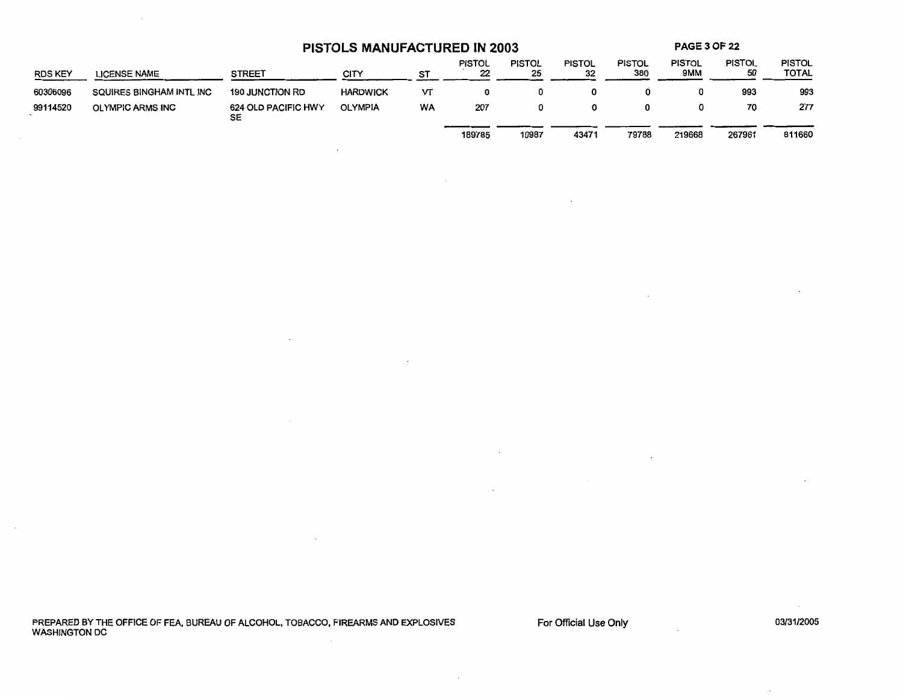# PISTOLS MANUFACTURED IN 2003

| RDS KEY | LICENSE NAME | STREET | CITY | ST | PISTOL 22 | PISTOL 25 | PISTOL 32 | PISTOL 380 | PISTOL 9MM | PISTOL 50 | PISTOL TOTAL |
|---|---|---|---|---|---|---|---|---|---|---|---|
| 60306096 | SQUIRES BINGHAM INTL INC | 190 JUNCTION RD | HARDWICK | VT | 0 | 0 | 0 | 0 | 0 | 993 | 993 |
| 99114520 | OLYMPIC ARMS INC | 624 OLD PACIFIC HWY SE | OLYMPIA | WA | 207 | 0 | 0 | 0 | 0 | 70 | 277 |
| | | | | | 189785 | 10987 | 43471 | 79788 | 219668 | 267961 | 811660 |

PREPARED BY THE OFFICE OF FEA, BUREAU OF ALCOHOL, TOBACCO, FIREARMS AND EXPLOSIVES
WASHINGTON DC

For Official Use Only

03/31/2005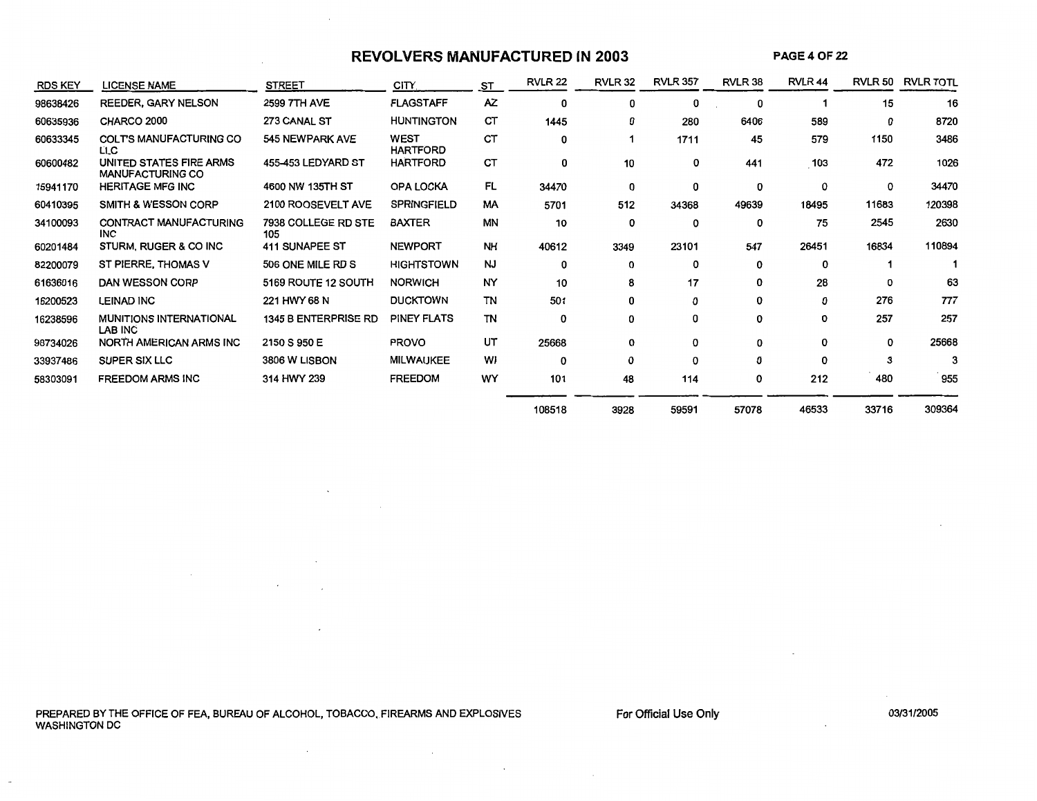# REVOLVERS MANUFACTURED IN 2003

| RDS KEY | LICENSE NAME | STREET | CITY | ST | RVLR 22 | RVLR 32 | RVLR 357 | RVLR 38 | RVLR 44 | RVLR 50 | RVLR TOTL |
|---|---|---|---|---|---|---|---|---|---|---|---|
| 98638426 | REEDER, GARY NELSON | 2599 7TH AVE | FLAGSTAFF | AZ | 0 | 0 | 0 | 0 | 1 | 15 | 16 |
| 60635936 | CHARCO 2000 | 273 CANAL ST | HUNTINGTON | CT | 1445 | 0 | 280 | 6406 | 589 | 0 | 8720 |
| 60633345 | COLT'S MANUFACTURING CO LLC | 545 NEWPARK AVE | WEST HARTFORD | CT | 0 | 1 | 1711 | 45 | 579 | 1150 | 3486 |
| 60600482 | UNITED STATES FIRE ARMS MANUFACTURING CO | 455-453 LEDYARD ST | HARTFORD | CT | 0 | 10 | 0 | 441 | 103 | 472 | 1026 |
| 15941170 | HERITAGE MFG INC | 4600 NW 135TH ST | OPA LOCKA | FL | 34470 | 0 | 0 | 0 | 0 | 0 | 34470 |
| 60410395 | SMITH & WESSON CORP | 2100 ROOSEVELT AVE | SPRINGFIELD | MA | 5701 | 512 | 34368 | 49639 | 18495 | 11683 | 120398 |
| 34100093 | CONTRACT MANUFACTURING INC | 7938 COLLEGE RD STE 105 | BAXTER | MN | 10 | 0 | 0 | 0 | 75 | 2545 | 2630 |
| 60201484 | STURM, RUGER & CO INC | 411 SUNAPEE ST | NEWPORT | NH | 40612 | 3349 | 23101 | 547 | 26451 | 16834 | 110894 |
| 82200079 | ST PIERRE, THOMAS V | 506 ONE MILE RD S | HIGHTSTOWN | NJ | 0 | 0 | 0 | 0 | 0 | 1 | 1 |
| 61636016 | DAN WESSON CORP | 5169 ROUTE 12 SOUTH | NORWICH | NY | 10 | 8 | 17 | 0 | 28 | 0 | 63 |
| 16200523 | LEINAD INC | 221 HWY 68 N | DUCKTOWN | TN | 501 | 0 | 0 | 0 | 0 | 276 | 777 |
| 16238596 | MUNITIONS INTERNATIONAL LAB INC | 1345 B ENTERPRISE RD | PINEY FLATS | TN | 0 | 0 | 0 | 0 | 0 | 257 | 257 |
| 98734026 | NORTH AMERICAN ARMS INC | 2150 S 950 E | PROVO | UT | 25668 | 0 | 0 | 0 | 0 | 0 | 25668 |
| 33937486 | SUPER SIX LLC | 3806 W LISBON | MILWAUKEE | WI | 0 | 0 | 0 | 0 | 0 | 3 | 3 |
| 58303091 | FREEDOM ARMS INC | 314 HWY 239 | FREEDOM | WY | 101 | 48 | 114 | 0 | 212 | 480 | 955 |
| | | | | | 108518 | 3928 | 59591 | 57078 | 46533 | 33716 | 309364 |

PREPARED BY THE OFFICE OF FEA, BUREAU OF ALCOHOL, TOBACCO, FIREARMS AND EXPLOSIVES
WASHINGTON DC

For Official Use Only

03/31/2005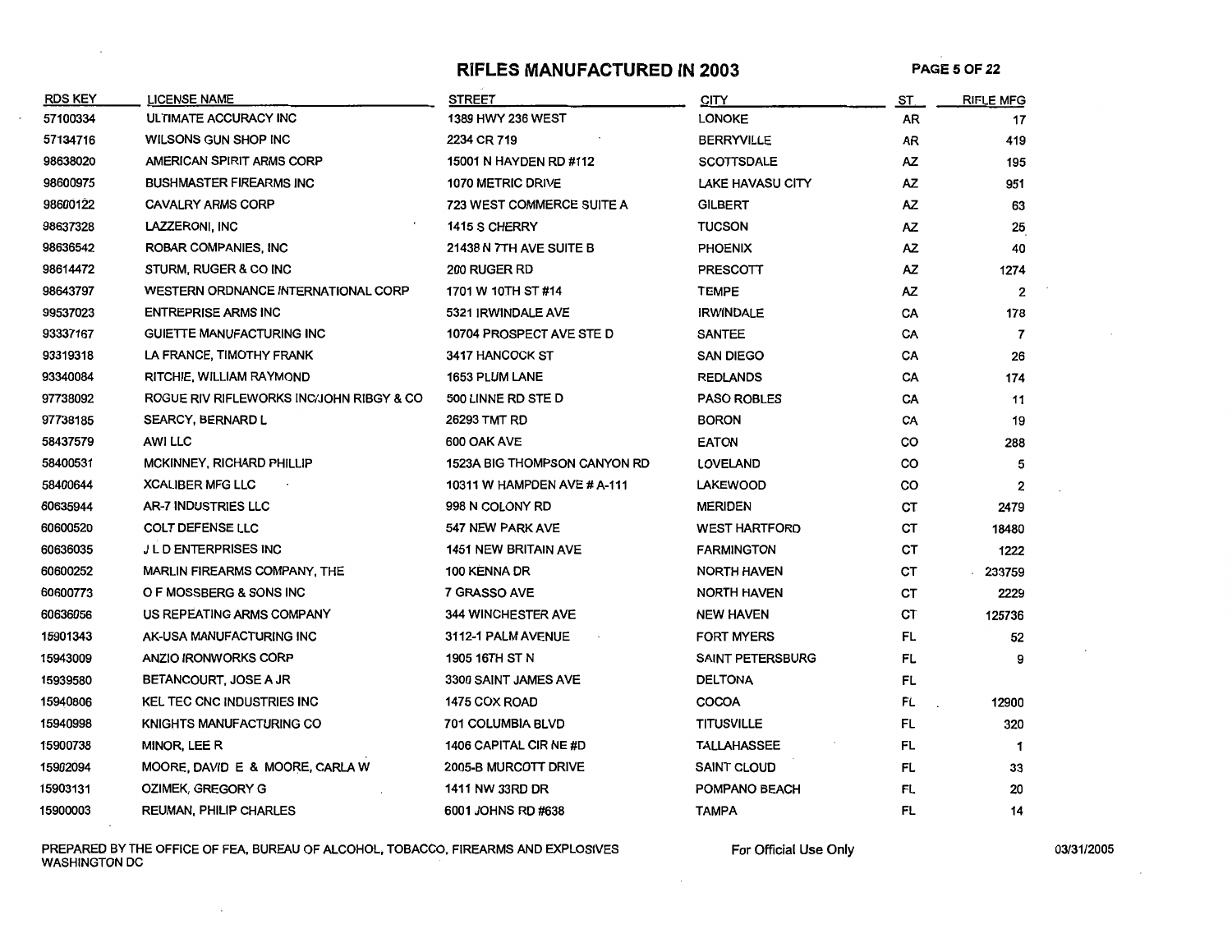# RIFLES MANUFACTURED IN 2003

| RDS KEY | LICENSE NAME | STREET | CITY | ST | RIFLE MFG |
|---|---|---|---|---|---|
| 57100334 | ULTIMATE ACCURACY INC | 1389 HWY 236 WEST | LONOKE | AR | 17 |
| 57134716 | WILSONS GUN SHOP INC | 2234 CR 719 | BERRYVILLE | AR | 419 |
| 98638020 | AMERICAN SPIRIT ARMS CORP | 15001 N HAYDEN RD #112 | SCOTTSDALE | AZ | 195 |
| 98600975 | BUSHMASTER FIREARMS INC | 1070 METRIC DRIVE | LAKE HAVASU CITY | AZ | 951 |
| 98600122 | CAVALRY ARMS CORP | 723 WEST COMMERCE SUITE A | GILBERT | AZ | 63 |
| 98637328 | LAZZERONI, INC | 1415 S CHERRY | TUCSON | AZ | 25 |
| 98636542 | ROBAR COMPANIES, INC | 21438 N 7TH AVE SUITE B | PHOENIX | AZ | 40 |
| 98614472 | STURM, RUGER & CO INC | 200 RUGER RD | PRESCOTT | AZ | 1274 |
| 98643797 | WESTERN ORDNANCE INTERNATIONAL CORP | 1701 W 10TH ST #14 | TEMPE | AZ | 2 |
| 99537023 | ENTREPRISE ARMS INC | 5321 IRWINDALE AVE | IRWINDALE | CA | 178 |
| 93337167 | GUIETTE MANUFACTURING INC | 10704 PROSPECT AVE STE D | SANTEE | CA | 7 |
| 93319318 | LA FRANCE, TIMOTHY FRANK | 3417 HANCOCK ST | SAN DIEGO | CA | 26 |
| 93340084 | RITCHIE, WILLIAM RAYMOND | 1653 PLUM LANE | REDLANDS | CA | 174 |
| 97738092 | ROGUE RIV RIFLEWORKS INC/JOHN RIBGY & CO | 500 LINNE RD STE D | PASO ROBLES | CA | 11 |
| 97738185 | SEARCY, BERNARD L | 26293 TMT RD | BORON | CA | 19 |
| 58437579 | AWI LLC | 600 OAK AVE | EATON | CO | 288 |
| 58400531 | MCKINNEY, RICHARD PHILLIP | 1523A BIG THOMPSON CANYON RD | LOVELAND | CO | 5 |
| 58400644 | XCALIBER MFG LLC | 10311 W HAMPDEN AVE # A-111 | LAKEWOOD | CO | 2 |
| 60635944 | AR-7 INDUSTRIES LLC | 998 N COLONY RD | MERIDEN | CT | 2479 |
| 60600520 | COLT DEFENSE LLC | 547 NEW PARK AVE | WEST HARTFORD | CT | 18480 |
| 60636035 | J L D ENTERPRISES INC | 1451 NEW BRITAIN AVE | FARMINGTON | CT | 1222 |
| 60600252 | MARLIN FIREARMS COMPANY, THE | 100 KENNA DR | NORTH HAVEN | CT | 233759 |
| 60600773 | O F MOSSBERG & SONS INC | 7 GRASSO AVE | NORTH HAVEN | CT | 2229 |
| 60636056 | US REPEATING ARMS COMPANY | 344 WINCHESTER AVE | NEW HAVEN | CT | 125736 |
| 15901343 | AK-USA MANUFACTURING INC | 3112-1 PALM AVENUE | FORT MYERS | FL | 52 |
| 15943009 | ANZIO IRONWORKS CORP | 1905 16TH ST N | SAINT PETERSBURG | FL | 9 |
| 15939580 | BETANCOURT, JOSE A JR | 3300 SAINT JAMES AVE | DELTONA | FL | |
| 15940806 | KEL TEC CNC INDUSTRIES INC | 1475 COX ROAD | COCOA | FL | 12900 |
| 15940998 | KNIGHTS MANUFACTURING CO | 701 COLUMBIA BLVD | TITUSVILLE | FL | 320 |
| 15900738 | MINOR, LEE R | 1406 CAPITAL CIR NE #D | TALLAHASSEE | FL | 1 |
| 15902094 | MOORE, DAVID E & MOORE, CARLA W | 2005-B MURCOTT DRIVE | SAINT CLOUD | FL | 33 |
| 15903131 | OZIMEK, GREGORY G | 1411 NW 33RD DR | POMPANO BEACH | FL | 20 |
| 15900003 | REUMAN, PHILIP CHARLES | 6001 JOHNS RD #638 | TAMPA | FL | 14 |

PREPARED BY THE OFFICE OF FEA, BUREAU OF ALCOHOL, TOBACCO, FIREARMS AND EXPLOSIVES WASHINGTON DC

For Official Use Only

03/31/2005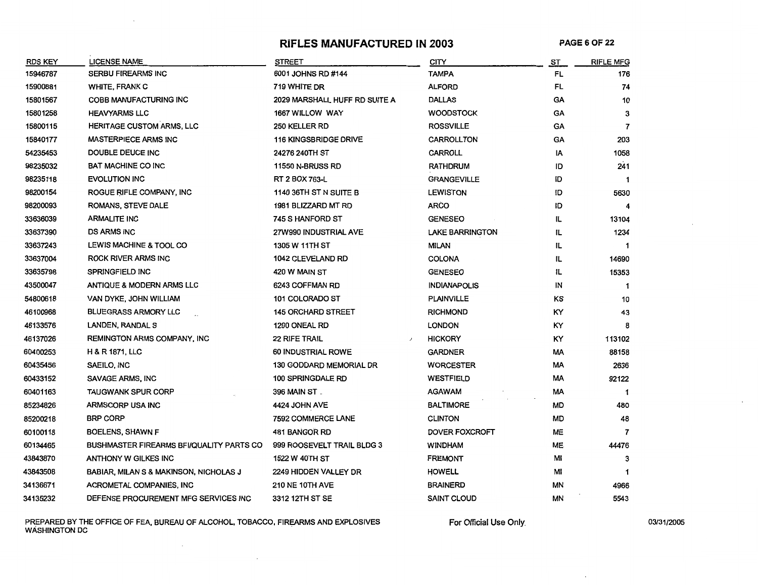# RIFLES MANUFACTURED IN 2003

| RDS KEY | LICENSE NAME | STREET | CITY | ST | RIFLE MFG |
|---|---|---|---|---|---|
| 15946787 | SERBU FIREARMS INC | 6001 JOHNS RD #144 | TAMPA | FL | 176 |
| 15900881 | WHITE, FRANK C | 719 WHITE DR | ALFORD | FL | 74 |
| 15801567 | COBB MANUFACTURING INC | 2029 MARSHALL HUFF RD SUITE A | DALLAS | GA | 10 |
| 15801258 | HEAVYARMS LLC | 1667 WILLOW WAY | WOODSTOCK | GA | 3 |
| 15800115 | HERITAGE CUSTOM ARMS, LLC | 250 KELLER RD | ROSSVILLE | GA | 7 |
| 15840177 | MASTERPIECE ARMS INC | 116 KINGSBRIDGE DRIVE | CARROLLTON | GA | 203 |
| 54235453 | DOUBLE DEUCE INC | 24276 240TH ST | CARROLL | IA | 1058 |
| 98235032 | BAT MACHINE CO INC | 11550 N-BRUSS RD | RATHDRUM | ID | 241 |
| 98235118 | EVOLUTION INC | RT 2 BOX 763-L | GRANGEVILLE | ID | 1 |
| 98200154 | ROGUE RIFLE COMPANY, INC | 1140 36TH ST N SUITE B | LEWISTON | ID | 5630 |
| 98200093 | ROMANS, STEVE DALE | 1981 BLIZZARD MT RD | ARCO | ID | 4 |
| 33636039 | ARMALITE INC | 745 S HANFORD ST | GENESEO | IL | 13104 |
| 33637390 | DS ARMS INC | 27W990 INDUSTRIAL AVE | LAKE BARRINGTON | IL | 1234 |
| 33637243 | LEWIS MACHINE & TOOL CO | 1305 W 11TH ST | MILAN | IL | 1 |
| 33637004 | ROCK RIVER ARMS INC | 1042 CLEVELAND RD | COLONA | IL | 14690 |
| 33635798 | SPRINGFIELD INC | 420 W MAIN ST | GENESEO | IL | 15353 |
| 43500047 | ANTIQUE & MODERN ARMS LLC | 6243 COFFMAN RD | INDIANAPOLIS | IN | 1 |
| 54800618 | VAN DYKE, JOHN WILLIAM | 101 COLORADO ST | PLAINVILLE | KS | 10 |
| 46100968 | BLUEGRASS ARMORY LLC | 145 ORCHARD STREET | RICHMOND | KY | 43 |
| 46133576 | LANDEN, RANDAL S | 1200 ONEAL RD | LONDON | KY | 8 |
| 46137026 | REMINGTON ARMS COMPANY, INC | 22 RIFLE TRAIL | HICKORY | KY | 113102 |
| 60400253 | H & R 1871, LLC | 60 INDUSTRIAL ROWE | GARDNER | MA | 88158 |
| 60435456 | SAEILO, INC | 130 GODDARD MEMORIAL DR | WORCESTER | MA | 2636 |
| 60433152 | SAVAGE ARMS, INC | 100 SPRINGDALE RD | WESTFIELD | MA | 92122 |
| 60401163 | TAUGWANK SPUR CORP | 396 MAIN ST | AGAWAM | MA | 1 |
| 85234826 | ARMSCORP USA INC | 4424 JOHN AVE | BALTIMORE | MD | 480 |
| 85200218 | BRP CORP | 7592 COMMERCE LANE | CLINTON | MD | 48 |
| 60100118 | BOELENS, SHAWN F | 481 BANGOR RD | DOVER FOXCROFT | ME | 7 |
| 60134465 | BUSHMASTER FIREARMS BFI/QUALITY PARTS CO | 999 ROOSEVELT TRAIL BLDG 3 | WINDHAM | ME | 44476 |
| 43843870 | ANTHONY W GILKES INC | 1522 W 40TH ST | FREMONT | MI | 3 |
| 43843508 | BABIAR, MILAN S & MAKINSON, NICHOLAS J | 2249 HIDDEN VALLEY DR | HOWELL | MI | 1 |
| 34136671 | ACROMETAL COMPANIES, INC | 210 NE 10TH AVE | BRAINERD | MN | 4966 |
| 34135232 | DEFENSE PROCUREMENT MFG SERVICES INC | 3312 12TH ST SE | SAINT CLOUD | MN | 5543 |

PREPARED BY THE OFFICE OF FEA, BUREAU OF ALCOHOL, TOBACCO, FIREARMS AND EXPLOSIVES WASHINGTON DC

For Official Use Only

03/31/2005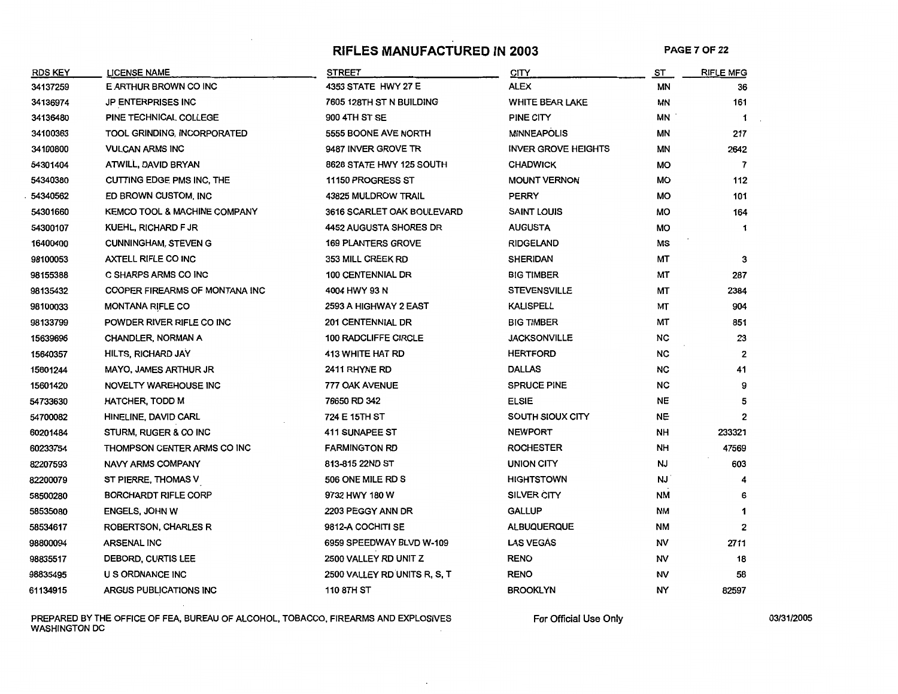# RIFLES MANUFACTURED IN 2003

| RDS KEY | LICENSE NAME | STREET | CITY | ST | RIFLE MFG |
|---|---|---|---|---|---|
| 34137259 | E ARTHUR BROWN CO INC | 4353 STATE HWY 27 E | ALEX | MN | 36 |
| 34136974 | JP ENTERPRISES INC | 7605 128TH ST N BUILDING | WHITE BEAR LAKE | MN | 161 |
| 34136480 | PINE TECHNICAL COLLEGE | 900 4TH ST SE | PINE CITY | MN | 1 |
| 34100363 | TOOL GRINDING, INCORPORATED | 5555 BOONE AVE NORTH | MINNEAPOLIS | MN | 217 |
| 34100800 | VULCAN ARMS INC | 9487 INVER GROVE TR | INVER GROVE HEIGHTS | MN | 2642 |
| 54301404 | ATWILL, DAVID BRYAN | 8628 STATE HWY 125 SOUTH | CHADWICK | MO | 7 |
| 54340380 | CUTTING EDGE PMS INC, THE | 11150 PROGRESS ST | MOUNT VERNON | MO | 112 |
| 54340562 | ED BROWN CUSTOM, INC | 43825 MULDROW TRAIL | PERRY | MO | 101 |
| 54301660 | KEMCO TOOL & MACHINE COMPANY | 3616 SCARLET OAK BOULEVARD | SAINT LOUIS | MO | 164 |
| 54300107 | KUEHL, RICHARD F JR | 4452 AUGUSTA SHORES DR | AUGUSTA | MO | 1 |
| 16400400 | CUNNINGHAM, STEVEN G | 169 PLANTERS GROVE | RIDGELAND | MS | |
| 98100053 | AXTELL RIFLE CO INC | 353 MILL CREEK RD | SHERIDAN | MT | 3 |
| 98155388 | C SHARPS ARMS CO INC | 100 CENTENNIAL DR | BIG TIMBER | MT | 287 |
| 98135432 | COOPER FIREARMS OF MONTANA INC | 4004 HWY 93 N | STEVENSVILLE | MT | 2384 |
| 98100033 | MONTANA RIFLE CO | 2593 A HIGHWAY 2 EAST | KALISPELL | MT | 904 |
| 98133799 | POWDER RIVER RIFLE CO INC | 201 CENTENNIAL DR | BIG TIMBER | MT | 851 |
| 15639696 | CHANDLER, NORMAN A | 100 RADCLIFFE CIRCLE | JACKSONVILLE | NC | 23 |
| 15640357 | HILTS, RICHARD JAY | 413 WHITE HAT RD | HERTFORD | NC | 2 |
| 15601244 | MAYO, JAMES ARTHUR JR | 2411 RHYNE RD | DALLAS | NC | 41 |
| 15601420 | NOVELTY WAREHOUSE INC | 777 OAK AVENUE | SPRUCE PINE | NC | 9 |
| 54733630 | HATCHER, TODD M | 76650 RD 342 | ELSIE | NE | 5 |
| 54700082 | HINELINE, DAVID CARL | 724 E 15TH ST | SOUTH SIOUX CITY | NE | 2 |
| 60201484 | STURM, RUGER & CO INC | 411 SUNAPEE ST | NEWPORT | NH | 233321 |
| 60233754 | THOMPSON CENTER ARMS CO INC | FARMINGTON RD | ROCHESTER | NH | 47569 |
| 82207593 | NAVY ARMS COMPANY | 813-815 22ND ST | UNION CITY | NJ | 603 |
| 82200079 | ST PIERRE, THOMAS V | 506 ONE MILE RD S | HIGHTSTOWN | NJ | 4 |
| 58500280 | BORCHARDT RIFLE CORP | 9732 HWY 180 W | SILVER CITY | NM | 6 |
| 58535080 | ENGELS, JOHN W | 2203 PEGGY ANN DR | GALLUP | NM | 1 |
| 58534617 | ROBERTSON, CHARLES R | 9812-A COCHITI SE | ALBUQUERQUE | NM | 2 |
| 98800094 | ARSENAL INC | 6959 SPEEDWAY BLVD W-109 | LAS VEGAS | NV | 2711 |
| 98835517 | DEBORD, CURTIS LEE | 2500 VALLEY RD UNIT Z | RENO | NV | 18 |
| 98835495 | U S ORDNANCE INC | 2500 VALLEY RD UNITS R, S, T | RENO | NV | 58 |
| 61134915 | ARGUS PUBLICATIONS INC | 110 8TH ST | BROOKLYN | NY | 82597 |

PREPARED BY THE OFFICE OF FEA, BUREAU OF ALCOHOL, TOBACCO, FIREARMS AND EXPLOSIVES WASHINGTON DC

For Official Use Only

03/31/2005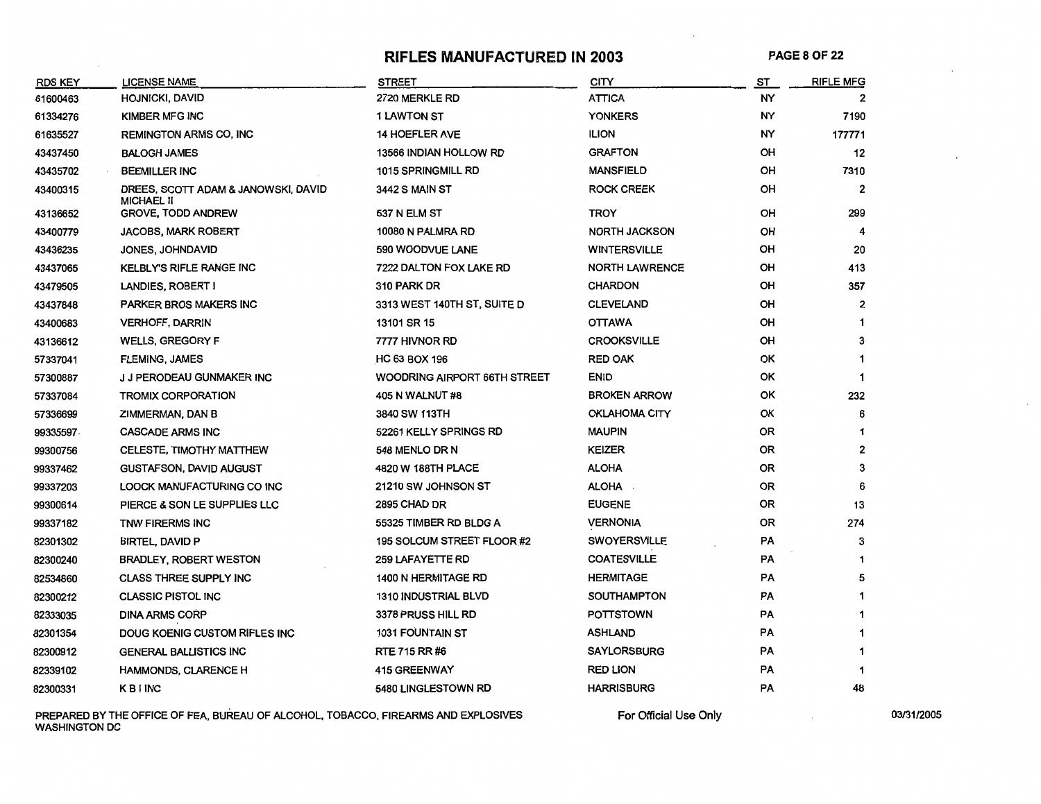# RIFLES MANUFACTURED IN 2003

| RDS KEY | LICENSE NAME | STREET | CITY | ST | RIFLE MFG |
|---|---|---|---|---|---|
| 61600463 | HOJNICKI, DAVID | 2720 MERKLE RD | ATTICA | NY | 2 |
| 61334276 | KIMBER MFG INC | 1 LAWTON ST | YONKERS | NY | 7190 |
| 61635527 | REMINGTON ARMS CO, INC | 14 HOEFLER AVE | ILION | NY | 177771 |
| 43437450 | BALOGH JAMES | 13566 INDIAN HOLLOW RD | GRAFTON | OH | 12 |
| 43435702 | BEEMILLER INC | 1015 SPRINGMILL RD | MANSFIELD | OH | 7310 |
| 43400315 | DREES, SCOTT ADAM & JANOWSKI, DAVID MICHAEL II | 3442 S MAIN ST | ROCK CREEK | OH | 2 |
| 43136652 | GROVE, TODD ANDREW | 537 N ELM ST | TROY | OH | 299 |
| 43400779 | JACOBS, MARK ROBERT | 10080 N PALMRA RD | NORTH JACKSON | OH | 4 |
| 43436235 | JONES, JOHNDAVID | 590 WOODVUE LANE | WINTERSVILLE | OH | 20 |
| 43437065 | KELBLY'S RIFLE RANGE INC | 7222 DALTON FOX LAKE RD | NORTH LAWRENCE | OH | 413 |
| 43479505 | LANDIES, ROBERT I | 310 PARK DR | CHARDON | OH | 357 |
| 43437848 | PARKER BROS MAKERS INC | 3313 WEST 140TH ST, SUITE D | CLEVELAND | OH | 2 |
| 43400683 | VERHOFF, DARRIN | 13101 SR 15 | OTTAWA | OH | 1 |
| 43136612 | WELLS, GREGORY F | 7777 HIVNOR RD | CROOKSVILLE | OH | 3 |
| 57337041 | FLEMING, JAMES | HC 63 BOX 196 | RED OAK | OK | 1 |
| 57300887 | J J PERODEAU GUNMAKER INC | WOODRING AIRPORT 66TH STREET | ENID | OK | 1 |
| 57337084 | TROMIX CORPORATION | 405 N WALNUT #8 | BROKEN ARROW | OK | 232 |
| 57336699 | ZIMMERMAN, DAN B | 3840 SW 113TH | OKLAHOMA CITY | OK | 6 |
| 99335597 | CASCADE ARMS INC | 52261 KELLY SPRINGS RD | MAUPIN | OR | 1 |
| 99300756 | CELESTE, TIMOTHY MATTHEW | 548 MENLO DR N | KEIZER | OR | 2 |
| 99337462 | GUSTAFSON, DAVID AUGUST | 4820 W 188TH PLACE | ALOHA | OR | 3 |
| 99337203 | LOOCK MANUFACTURING CO INC | 21210 SW JOHNSON ST | ALOHA | OR | 6 |
| 99300614 | PIERCE & SON LE SUPPLIES LLC | 2895 CHAD DR | EUGENE | OR | 13 |
| 99337182 | TNW FIRERMS INC | 55325 TIMBER RD BLDG A | VERNONIA | OR | 274 |
| 82301302 | BIRTEL, DAVID P | 195 SOLCUM STREET FLOOR #2 | SWOYERSVILLE | PA | 3 |
| 82300240 | BRADLEY, ROBERT WESTON | 259 LAFAYETTE RD | COATESVILLE | PA | 1 |
| 82534860 | CLASS THREE SUPPLY INC | 1400 N HERMITAGE RD | HERMITAGE | PA | 5 |
| 82300212 | CLASSIC PISTOL INC | 1310 INDUSTRIAL BLVD | SOUTHAMPTON | PA | 1 |
| 82333035 | DINA ARMS CORP | 3378 PRUSS HILL RD | POTTSTOWN | PA | 1 |
| 82301354 | DOUG KOENIG CUSTOM RIFLES INC | 1031 FOUNTAIN ST | ASHLAND | PA | 1 |
| 82300912 | GENERAL BALLISTICS INC | RTE 715 RR #6 | SAYLORSBURG | PA | 1 |
| 82339102 | HAMMONDS, CLARENCE H | 415 GREENWAY | RED LION | PA | 1 |
| 82300331 | K B I INC | 5480 LINGLESTOWN RD | HARRISBURG | PA | 48 |

PREPARED BY THE OFFICE OF FEA, BUREAU OF ALCOHOL, TOBACCO, FIREARMS AND EXPLOSIVES WASHINGTON DC

For Official Use Only

03/31/2005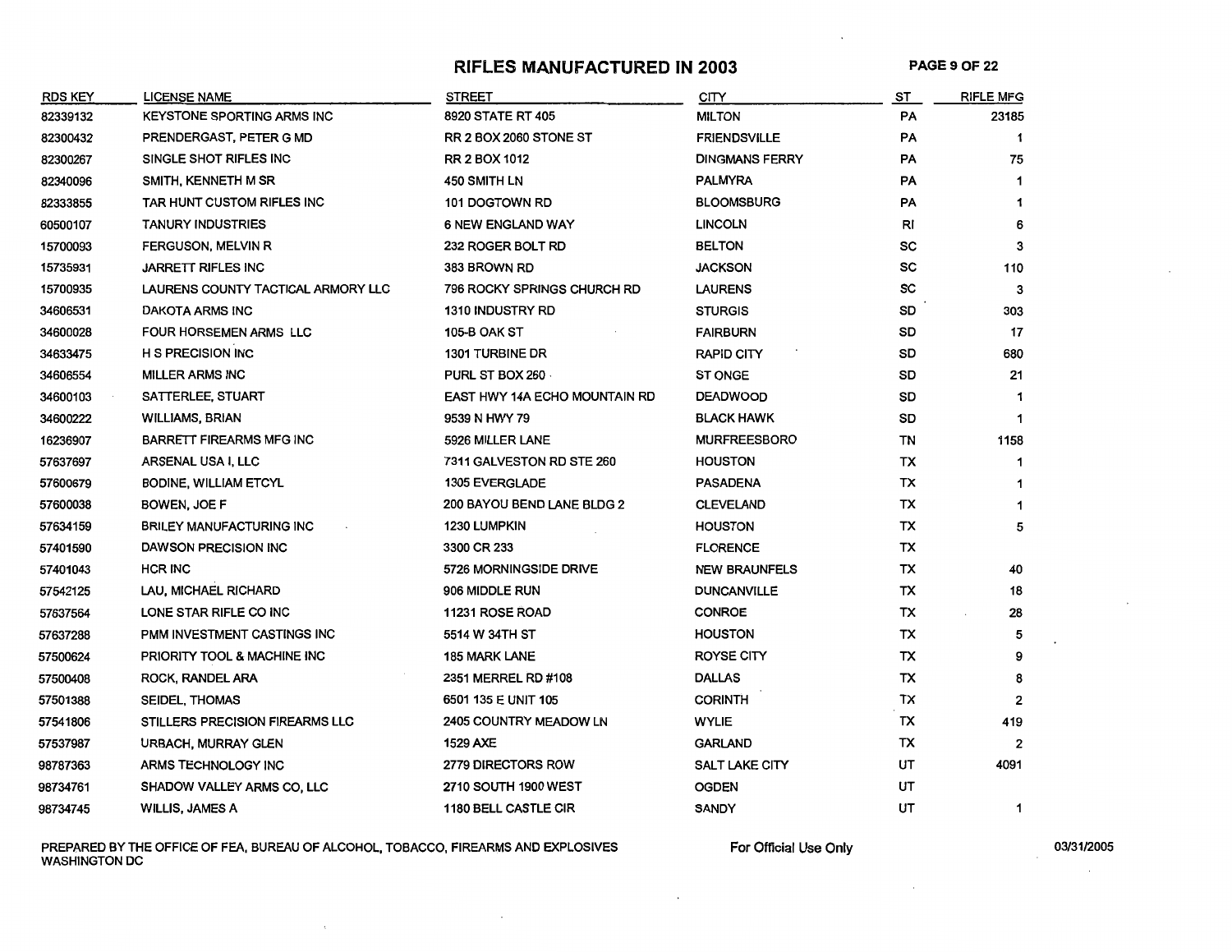# RIFLES MANUFACTURED IN 2003

| RDS KEY | LICENSE NAME | STREET | CITY | ST | RIFLE MFG |
|---|---|---|---|---|---|
| 82339132 | KEYSTONE SPORTING ARMS INC | 8920 STATE RT 405 | MILTON | PA | 23185 |
| 82300432 | PRENDERGAST, PETER G MD | RR 2 BOX 2060 STONE ST | FRIENDSVILLE | PA | 1 |
| 82300267 | SINGLE SHOT RIFLES INC | RR 2 BOX 1012 | DINGMANS FERRY | PA | 75 |
| 82340096 | SMITH, KENNETH M SR | 450 SMITH LN | PALMYRA | PA | 1 |
| 82333855 | TAR HUNT CUSTOM RIFLES INC | 101 DOGTOWN RD | BLOOMSBURG | PA | 1 |
| 60500107 | TANURY INDUSTRIES | 6 NEW ENGLAND WAY | LINCOLN | RI | 6 |
| 15700093 | FERGUSON, MELVIN R | 232 ROGER BOLT RD | BELTON | SC | 3 |
| 15735931 | JARRETT RIFLES INC | 383 BROWN RD | JACKSON | SC | 110 |
| 15700935 | LAURENS COUNTY TACTICAL ARMORY LLC | 796 ROCKY SPRINGS CHURCH RD | LAURENS | SC | 3 |
| 34606531 | DAKOTA ARMS INC | 1310 INDUSTRY RD | STURGIS | SD | 303 |
| 34600028 | FOUR HORSEMEN ARMS LLC | 105-B OAK ST | FAIRBURN | SD | 17 |
| 34633475 | H S PRECISION INC | 1301 TURBINE DR | RAPID CITY | SD | 680 |
| 34606554 | MILLER ARMS INC | PURL ST BOX 260 | ST ONGE | SD | 21 |
| 34600103 | SATTERLEE, STUART | EAST HWY 14A ECHO MOUNTAIN RD | DEADWOOD | SD | 1 |
| 34600222 | WILLIAMS, BRIAN | 9539 N HWY 79 | BLACK HAWK | SD | 1 |
| 16236907 | BARRETT FIREARMS MFG INC | 5926 MILLER LANE | MURFREESBORO | TN | 1158 |
| 57637697 | ARSENAL USA I, LLC | 7311 GALVESTON RD STE 260 | HOUSTON | TX | 1 |
| 57600679 | BODINE, WILLIAM ETCYL | 1305 EVERGLADE | PASADENA | TX | 1 |
| 57600038 | BOWEN, JOE F | 200 BAYOU BEND LANE BLDG 2 | CLEVELAND | TX | 1 |
| 57634159 | BRILEY MANUFACTURING INC | 1230 LUMPKIN | HOUSTON | TX | 5 |
| 57401590 | DAWSON PRECISION INC | 3300 CR 233 | FLORENCE | TX | |
| 57401043 | HCR INC | 5726 MORNINGSIDE DRIVE | NEW BRAUNFELS | TX | 40 |
| 57542125 | LAU, MICHAEL RICHARD | 906 MIDDLE RUN | DUNCANVILLE | TX | 18 |
| 57637564 | LONE STAR RIFLE CO INC | 11231 ROSE ROAD | CONROE | TX | 28 |
| 57637288 | PMM INVESTMENT CASTINGS INC | 5514 W 34TH ST | HOUSTON | TX | 5 |
| 57500624 | PRIORITY TOOL & MACHINE INC | 185 MARK LANE | ROYSE CITY | TX | 9 |
| 57500408 | ROCK, RANDEL ARA | 2351 MERREL RD #108 | DALLAS | TX | 8 |
| 57501388 | SEIDEL, THOMAS | 6501 135 E UNIT 105 | CORINTH | TX | 2 |
| 57541806 | STILLERS PRECISION FIREARMS LLC | 2405 COUNTRY MEADOW LN | WYLIE | TX | 419 |
| 57537987 | URBACH, MURRAY GLEN | 1529 AXE | GARLAND | TX | 2 |
| 98787363 | ARMS TECHNOLOGY INC | 2779 DIRECTORS ROW | SALT LAKE CITY | UT | 4091 |
| 98734761 | SHADOW VALLEY ARMS CO, LLC | 2710 SOUTH 1900 WEST | OGDEN | UT | |
| 98734745 | WILLIS, JAMES A | 1180 BELL CASTLE CIR | SANDY | UT | 1 |

PREPARED BY THE OFFICE OF FEA, BUREAU OF ALCOHOL, TOBACCO, FIREARMS AND EXPLOSIVES WASHINGTON DC

For Official Use Only

03/31/2005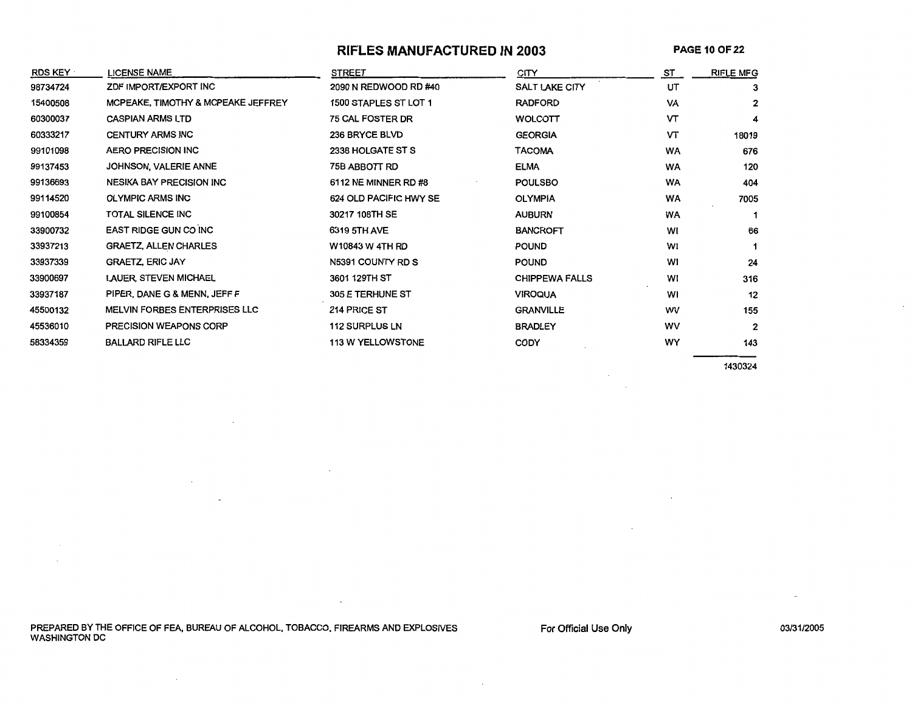# RIFLES MANUFACTURED IN 2003

| RDS KEY | LICENSE NAME | STREET | CITY | ST | RIFLE MFG |
|---|---|---|---|---|---|
| 98734724 | ZDF IMPORT/EXPORT INC | 2090 N REDWOOD RD #40 | SALT LAKE CITY | UT | 3 |
| 15400508 | MCPEAKE, TIMOTHY & MCPEAKE JEFFREY | 1500 STAPLES ST LOT 1 | RADFORD | VA | 2 |
| 60300037 | CASPIAN ARMS LTD | 75 CAL FOSTER DR | WOLCOTT | VT | 4 |
| 60333217 | CENTURY ARMS INC | 236 BRYCE BLVD | GEORGIA | VT | 18019 |
| 99101098 | AERO PRECISION INC | 2338 HOLGATE ST S | TACOMA | WA | 676 |
| 99137453 | JOHNSON, VALERIE ANNE | 75B ABBOTT RD | ELMA | WA | 120 |
| 99136693 | NESIKA BAY PRECISION INC | 6112 NE MINNER RD #8 | POULSBO | WA | 404 |
| 99114520 | OLYMPIC ARMS INC | 624 OLD PACIFIC HWY SE | OLYMPIA | WA | 7005 |
| 99100854 | TOTAL SILENCE INC | 30217 108TH SE | AUBURN | WA | 1 |
| 33900732 | EAST RIDGE GUN CO INC | 6319 5TH AVE | BANCROFT | WI | 66 |
| 33937213 | GRAETZ, ALLEN CHARLES | W10843 W 4TH RD | POUND | WI | 1 |
| 33937339 | GRAETZ, ERIC JAY | N5391 COUNTY RD S | POUND | WI | 24 |
| 33900697 | LAUER, STEVEN MICHAEL | 3601 129TH ST | CHIPPEWA FALLS | WI | 316 |
| 33937187 | PIPER, DANE G & MENN, JEFF F | 305 E TERHUNE ST | VIROQUA | WI | 12 |
| 45500132 | MELVIN FORBES ENTERPRISES LLC | 214 PRICE ST | GRANVILLE | WV | 155 |
| 45536010 | PRECISION WEAPONS CORP | 112 SURPLUS LN | BRADLEY | WV | 2 |
| 58334359 | BALLARD RIFLE LLC | 113 W YELLOWSTONE | CODY | WY | 143 |
| | | | | | 1430324 |

PREPARED BY THE OFFICE OF FEA, BUREAU OF ALCOHOL, TOBACCO, FIREARMS AND EXPLOSIVES WASHINGTON DC

For Official Use Only

03/31/2005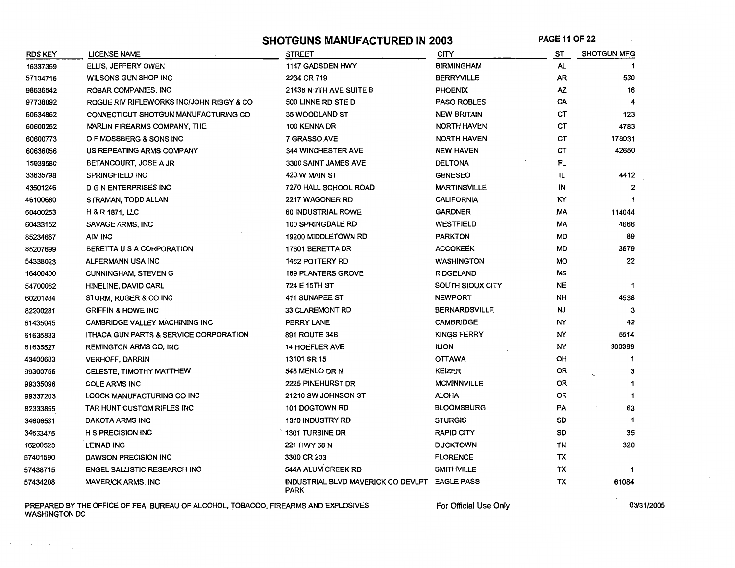# SHOTGUNS MANUFACTURED IN 2003

| RDS KEY | LICENSE NAME | STREET | CITY | ST | SHOTGUN MFG |
|---|---|---|---|---|---|
| 16337359 | ELLIS, JEFFERY OWEN | 1147 GADSDEN HWY | BIRMINGHAM | AL | 1 |
| 57134716 | WILSONS GUN SHOP INC | 2234 CR 719 | BERRYVILLE | AR | 530 |
| 98636542 | ROBAR COMPANIES, INC | 21438 N 7TH AVE SUITE B | PHOENIX | AZ | 16 |
| 97738092 | ROGUE RIV RIFLEWORKS INC/JOHN RIBGY & CO | 500 LINNE RD STE D | PASO ROBLES | CA | 4 |
| 60634862 | CONNECTICUT SHOTGUN MANUFACTURING CO | 35 WOODLAND ST | NEW BRITAIN | CT | 123 |
| 60600252 | MARLIN FIREARMS COMPANY, THE | 100 KENNA DR | NORTH HAVEN | CT | 4783 |
| 60600773 | O F MOSSBERG & SONS INC | 7 GRASSO AVE | NORTH HAVEN | CT | 178931 |
| 60636056 | US REPEATING ARMS COMPANY | 344 WINCHESTER AVE | NEW HAVEN | CT | 42650 |
| 15939580 | BETANCOURT, JOSE A JR | 3300 SAINT JAMES AVE | DELTONA | FL | |
| 33635798 | SPRINGFIELD INC | 420 W MAIN ST | GENESEO | IL | 4412 |
| 43501246 | D G N ENTERPRISES INC | 7270 HALL SCHOOL ROAD | MARTINSVILLE | IN | 2 |
| 46100680 | STRAMAN, TODD ALLAN | 2217 WAGONER RD | CALIFORNIA | KY | 1 |
| 60400253 | H & R 1871, LLC | 60 INDUSTRIAL ROWE | GARDNER | MA | 114044 |
| 60433152 | SAVAGE ARMS, INC | 100 SPRINGDALE RD | WESTFIELD | MA | 4666 |
| 85234687 | AIM INC | 19200 MIDDLETOWN RD | PARKTON | MD | 89 |
| 85207699 | BERETTA U S A CORPORATION | 17601 BERETTA DR | ACCOKEEK | MD | 3679 |
| 54338023 | ALFERMANN USA INC | 1482 POTTERY RD | WASHINGTON | MO | 22 |
| 16400400 | CUNNINGHAM, STEVEN G | 169 PLANTERS GROVE | RIDGELAND | MS | |
| 54700082 | HINELINE, DAVID CARL | 724 E 15TH ST | SOUTH SIOUX CITY | NE | 1 |
| 60201484 | STURM, RUGER & CO INC | 411 SUNAPEE ST | NEWPORT | NH | 4538 |
| 82200281 | GRIFFIN & HOWE INC | 33 CLAREMONT RD | BERNARDSVILLE | NJ | 3 |
| 61435045 | CAMBRIDGE VALLEY MACHINING INC | PERRY LANE | CAMBRIDGE | NY | 42 |
| 61635833 | ITHACA GUN PARTS & SERVICE CORPORATION | 891 ROUTE 34B | KINGS FERRY | NY | 5514 |
| 61635527 | REMINGTON ARMS CO, INC | 14 HOEFLER AVE | ILION | NY | 300399 |
| 43400683 | VERHOFF, DARRIN | 13101 SR 15 | OTTAWA | OH | 1 |
| 99300756 | CELESTE, TIMOTHY MATTHEW | 548 MENLO DR N | KEIZER | OR | 3 |
| 99335096 | COLE ARMS INC | 2225 PINEHURST DR | MCMINNVILLE | OR | 1 |
| 99337203 | LOOCK MANUFACTURING CO INC | 21210 SW JOHNSON ST | ALOHA | OR | 1 |
| 82333855 | TAR HUNT CUSTOM RIFLES INC | 101 DOGTOWN RD | BLOOMSBURG | PA | 63 |
| 34606531 | DAKOTA ARMS INC | 1310 INDUSTRY RD | STURGIS | SD | 1 |
| 34633475 | H S PRECISION INC | 1301 TURBINE DR | RAPID CITY | SD | 35 |
| 16200523 | LEINAD INC | 221 HWY 68 N | DUCKTOWN | TN | 320 |
| 57401590 | DAWSON PRECISION INC | 3300 CR 233 | FLORENCE | TX | |
| 57438715 | ENGEL BALLISTIC RESEARCH INC | 544A ALUM CREEK RD | SMITHVILLE | TX | 1 |
| 57434208 | MAVERICK ARMS, INC | INDUSTRIAL BLVD MAVERICK CO DEVLPT PARK | EAGLE PASS | TX | 61084 |

PREPARED BY THE OFFICE OF FEA, BUREAU OF ALCOHOL, TOBACCO, FIREARMS AND EXPLOSIVES WASHINGTON DC

For Official Use Only

03/31/2005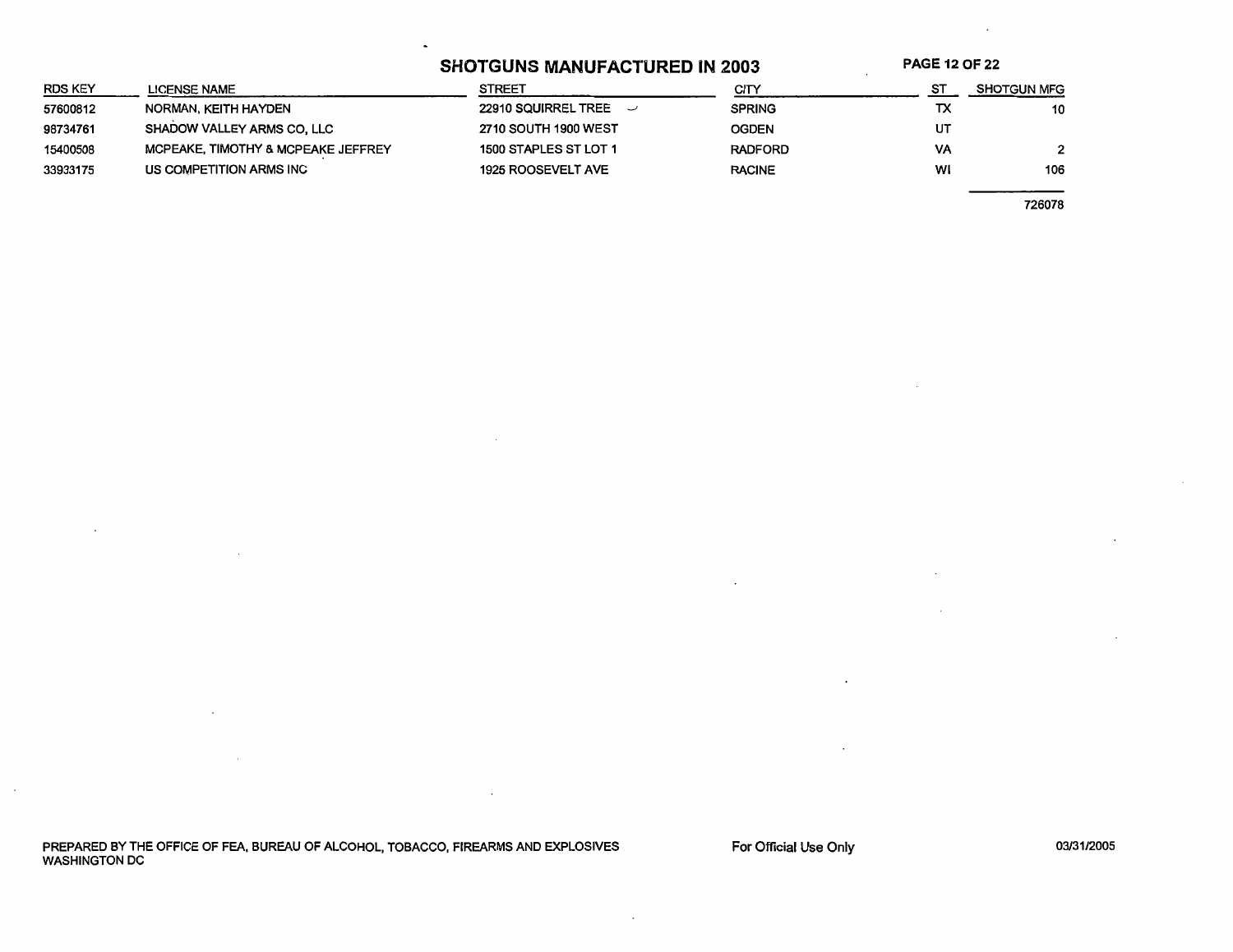## SHOTGUNS MANUFACTURED IN 2003

| RDS KEY | LICENSE NAME | STREET | CITY | ST | SHOTGUN MFG |
|---|---|---|---|---|---|
| 57600812 | NORMAN, KEITH HAYDEN | 22910 SQUIRREL TREE | SPRING | TX | 10 |
| 98734761 | SHADOW VALLEY ARMS CO, LLC | 2710 SOUTH 1900 WEST | OGDEN | UT | |
| 15400508 | MCPEAKE, TIMOTHY & MCPEAKE JEFFREY | 1500 STAPLES ST LOT 1 | RADFORD | VA | 2 |
| 33933175 | US COMPETITION ARMS INC | 1925 ROOSEVELT AVE | RACINE | WI | 106 |
| | | | | | 726078 |

PREPARED BY THE OFFICE OF FEA, BUREAU OF ALCOHOL, TOBACCO, FIREARMS AND EXPLOSIVES
WASHINGTON DC

For Official Use Only

03/31/2005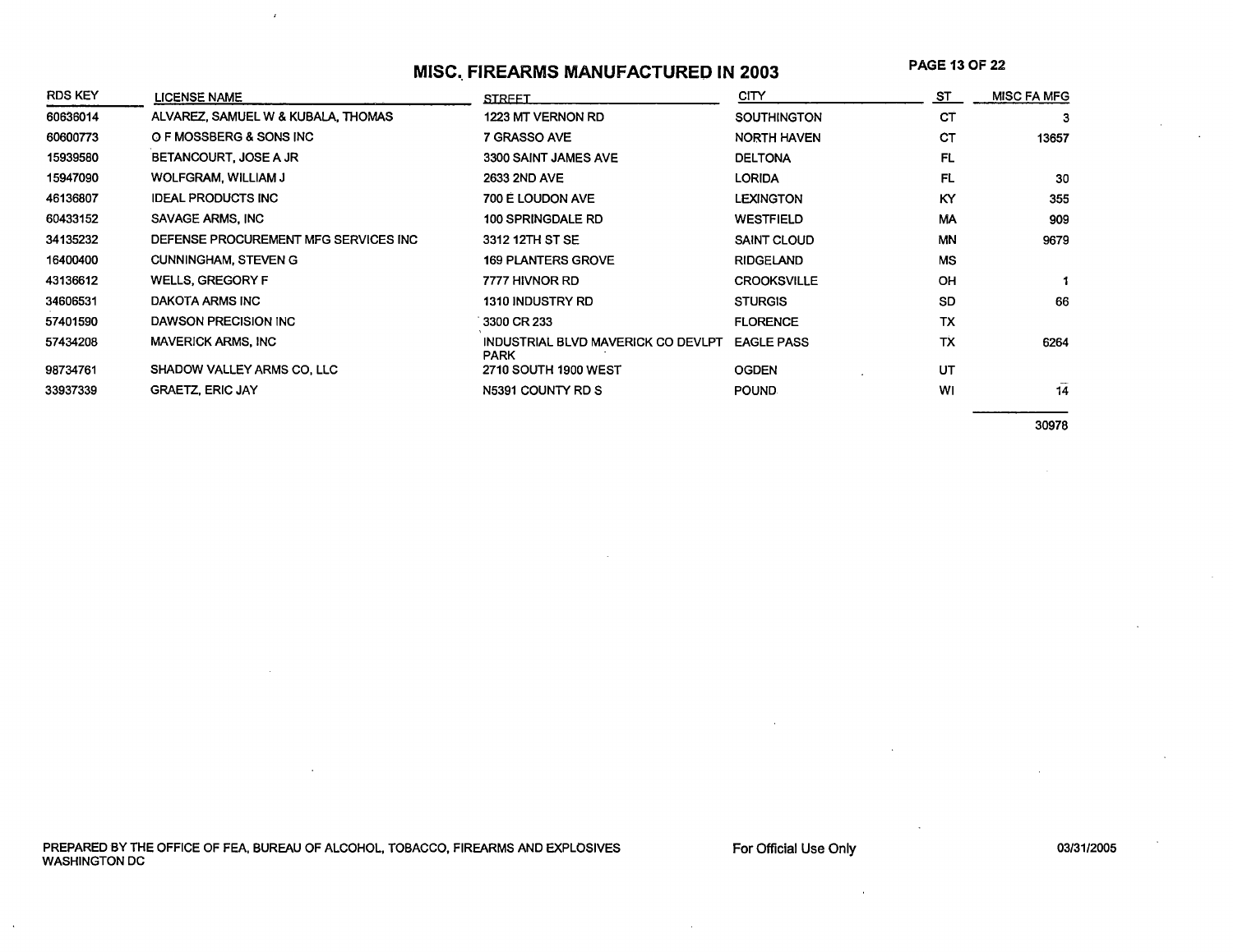# MISC. FIREARMS MANUFACTURED IN 2003

| RDS KEY | LICENSE NAME | STREET | CITY | ST | MISC FA MFG |
|---|---|---|---|---|---|
| 60636014 | ALVAREZ, SAMUEL W & KUBALA, THOMAS | 1223 MT VERNON RD | SOUTHINGTON | CT | 3 |
| 60600773 | O F MOSSBERG & SONS INC | 7 GRASSO AVE | NORTH HAVEN | CT | 13657 |
| 15939580 | BETANCOURT, JOSE A JR | 3300 SAINT JAMES AVE | DELTONA | FL | |
| 15947090 | WOLFGRAM, WILLIAM J | 2633 2ND AVE | LORIDA | FL | 30 |
| 46136807 | IDEAL PRODUCTS INC | 700 E LOUDON AVE | LEXINGTON | KY | 355 |
| 60433152 | SAVAGE ARMS, INC | 100 SPRINGDALE RD | WESTFIELD | MA | 909 |
| 34135232 | DEFENSE PROCUREMENT MFG SERVICES INC | 3312 12TH ST SE | SAINT CLOUD | MN | 9679 |
| 16400400 | CUNNINGHAM, STEVEN G | 169 PLANTERS GROVE | RIDGELAND | MS | |
| 43136612 | WELLS, GREGORY F | 7777 HIVNOR RD | CROOKSVILLE | OH | 1 |
| 34606531 | DAKOTA ARMS INC | 1310 INDUSTRY RD | STURGIS | SD | 66 |
| 57401590 | DAWSON PRECISION INC | 3300 CR 233 | FLORENCE | TX | |
| 57434208 | MAVERICK ARMS, INC | INDUSTRIAL BLVD MAVERICK CO DEVLPT PARK | EAGLE PASS | TX | 6264 |
| 98734761 | SHADOW VALLEY ARMS CO, LLC | 2710 SOUTH 1900 WEST | OGDEN | UT | |
| 33937339 | GRAETZ, ERIC JAY | N5391 COUNTY RD S | POUND | WI | 14 |
| | | | | | 30978 |

PREPARED BY THE OFFICE OF FEA, BUREAU OF ALCOHOL, TOBACCO, FIREARMS AND EXPLOSIVES
WASHINGTON DC

For Official Use Only

03/31/2005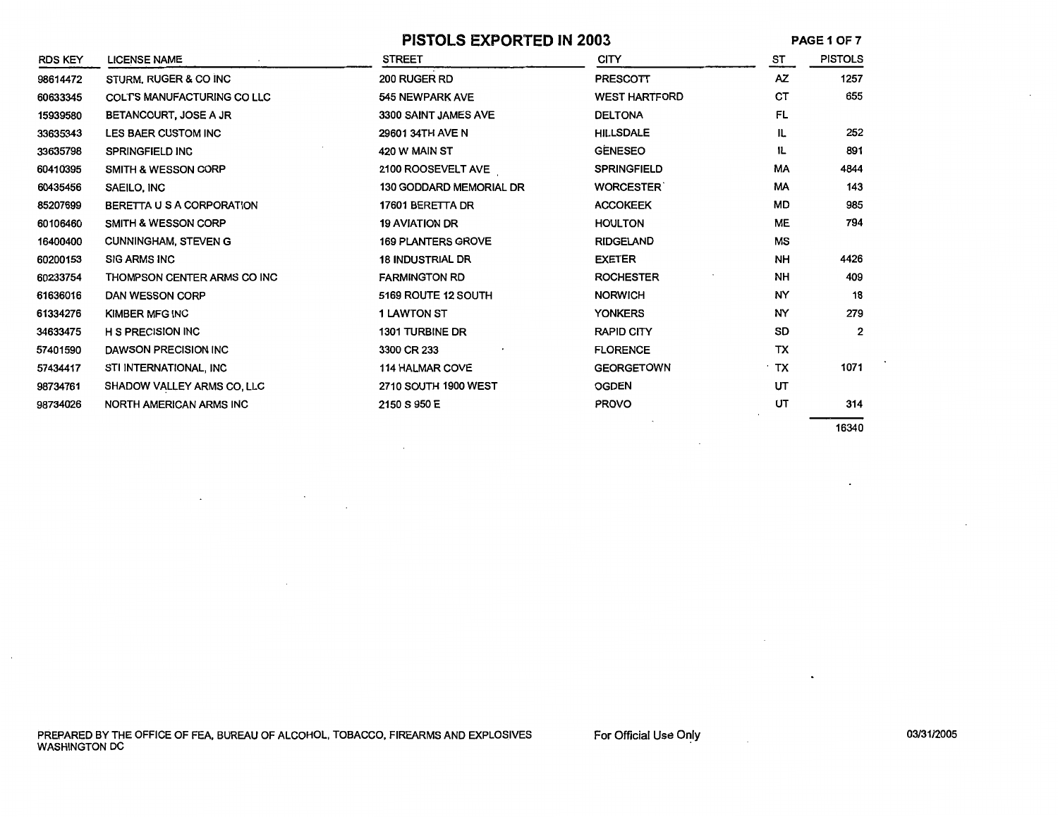# PISTOLS EXPORTED IN 2003

| RDS KEY | LICENSE NAME | STREET | CITY | ST | PISTOLS |
|---|---|---|---|---|---|
| 98614472 | STURM, RUGER & CO INC | 200 RUGER RD | PRESCOTT | AZ | 1257 |
| 60633345 | COLT'S MANUFACTURING CO LLC | 545 NEWPARK AVE | WEST HARTFORD | CT | 655 |
| 15939580 | BETANCOURT, JOSE A JR | 3300 SAINT JAMES AVE | DELTONA | FL | |
| 33635343 | LES BAER CUSTOM INC | 29601 34TH AVE N | HILLSDALE | IL | 252 |
| 33635798 | SPRINGFIELD INC | 420 W MAIN ST | GENESEO | IL | 891 |
| 60410395 | SMITH & WESSON CORP | 2100 ROOSEVELT AVE | SPRINGFIELD | MA | 4844 |
| 60435456 | SAEILO, INC | 130 GODDARD MEMORIAL DR | WORCESTER | MA | 143 |
| 85207699 | BERETTA U S A CORPORATION | 17601 BERETTA DR | ACCOKEEK | MD | 985 |
| 60106460 | SMITH & WESSON CORP | 19 AVIATION DR | HOULTON | ME | 794 |
| 16400400 | CUNNINGHAM, STEVEN G | 169 PLANTERS GROVE | RIDGELAND | MS | |
| 60200153 | SIG ARMS INC | 18 INDUSTRIAL DR | EXETER | NH | 4426 |
| 60233754 | THOMPSON CENTER ARMS CO INC | FARMINGTON RD | ROCHESTER | NH | 409 |
| 61636016 | DAN WESSON CORP | 5169 ROUTE 12 SOUTH | NORWICH | NY | 18 |
| 61334276 | KIMBER MFG INC | 1 LAWTON ST | YONKERS | NY | 279 |
| 34633475 | H S PRECISION INC | 1301 TURBINE DR | RAPID CITY | SD | 2 |
| 57401590 | DAWSON PRECISION INC | 3300 CR 233 | FLORENCE | TX | |
| 57434417 | STI INTERNATIONAL, INC | 114 HALMAR COVE | GEORGETOWN | TX | 1071 |
| 98734761 | SHADOW VALLEY ARMS CO, LLC | 2710 SOUTH 1900 WEST | OGDEN | UT | |
| 98734026 | NORTH AMERICAN ARMS INC | 2150 S 950 E | PROVO | UT | 314 |
| | | | | | 16340 |

PREPARED BY THE OFFICE OF FEA, BUREAU OF ALCOHOL, TOBACCO, FIREARMS AND EXPLOSIVES WASHINGTON DC

For Official Use Only

03/31/2005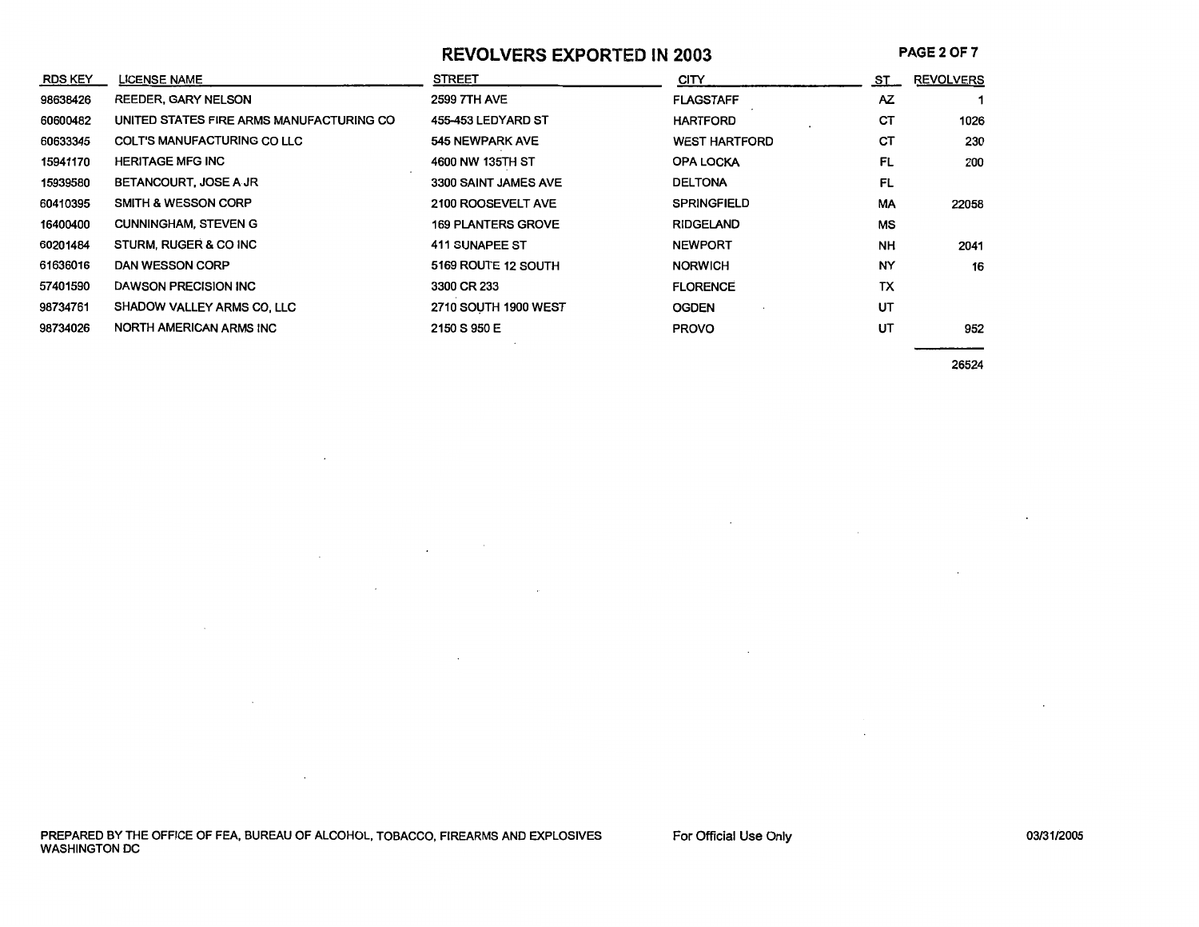# REVOLVERS EXPORTED IN 2003

| RDS KEY | LICENSE NAME | STREET | CITY | ST | REVOLVERS |
|---|---|---|---|---|---|
| 98638426 | REEDER, GARY NELSON | 2599 7TH AVE | FLAGSTAFF | AZ | 1 |
| 60600482 | UNITED STATES FIRE ARMS MANUFACTURING CO | 455-453 LEDYARD ST | HARTFORD | CT | 1026 |
| 60633345 | COLT'S MANUFACTURING CO LLC | 545 NEWPARK AVE | WEST HARTFORD | CT | 230 |
| 15941170 | HERITAGE MFG INC | 4600 NW 135TH ST | OPA LOCKA | FL | 200 |
| 15939560 | BETANCOURT, JOSE A JR | 3300 SAINT JAMES AVE | DELTONA | FL | |
| 60410395 | SMITH & WESSON CORP | 2100 ROOSEVELT AVE | SPRINGFIELD | MA | 22058 |
| 16400400 | CUNNINGHAM, STEVEN G | 169 PLANTERS GROVE | RIDGELAND | MS | |
| 60201484 | STURM, RUGER & CO INC | 411 SUNAPEE ST | NEWPORT | NH | 2041 |
| 61636016 | DAN WESSON CORP | 5169 ROUTE 12 SOUTH | NORWICH | NY | 16 |
| 57401590 | DAWSON PRECISION INC | 3300 CR 233 | FLORENCE | TX | |
| 98734761 | SHADOW VALLEY ARMS CO, LLC | 2710 SOUTH 1900 WEST | OGDEN | UT | |
| 98734026 | NORTH AMERICAN ARMS INC | 2150 S 950 E | PROVO | UT | 952 |
| | | | | | 26524 |

PREPARED BY THE OFFICE OF FEA, BUREAU OF ALCOHOL, TOBACCO, FIREARMS AND EXPLOSIVES WASHINGTON DC

For Official Use Only

03/31/2005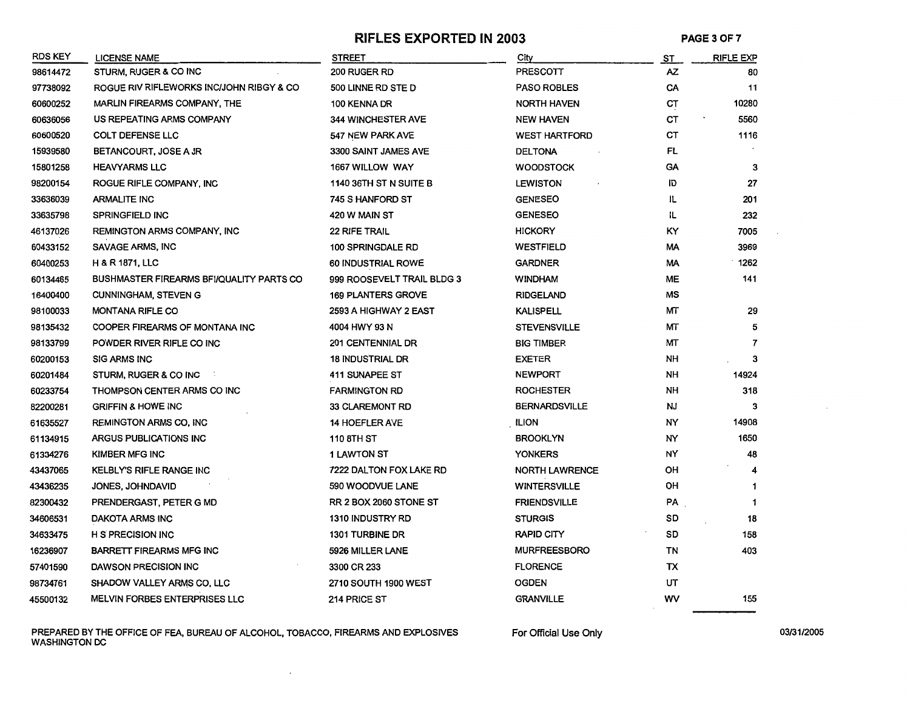# RIFLES EXPORTED IN 2003

| RDS KEY | LICENSE NAME | STREET | City | ST | RIFLE EXP |
|---|---|---|---|---|---|
| 98614472 | STURM, RUGER & CO INC | 200 RUGER RD | PRESCOTT | AZ | 80 |
| 97738092 | ROGUE RIV RIFLEWORKS INC/JOHN RIBGY & CO | 500 LINNE RD STE D | PASO ROBLES | CA | 11 |
| 60600252 | MARLIN FIREARMS COMPANY, THE | 100 KENNA DR | NORTH HAVEN | CT | 10280 |
| 60636056 | US REPEATING ARMS COMPANY | 344 WINCHESTER AVE | NEW HAVEN | CT | 5560 |
| 60600520 | COLT DEFENSE LLC | 547 NEW PARK AVE | WEST HARTFORD | CT | 1116 |
| 15939580 | BETANCOURT, JOSE A JR | 3300 SAINT JAMES AVE | DELTONA | FL | |
| 15801258 | HEAVYARMS LLC | 1667 WILLOW WAY | WOODSTOCK | GA | 3 |
| 98200154 | ROGUE RIFLE COMPANY, INC | 1140 36TH ST N SUITE B | LEWISTON | ID | 27 |
| 33636039 | ARMALITE INC | 745 S HANFORD ST | GENESEO | IL | 201 |
| 33635798 | SPRINGFIELD INC | 420 W MAIN ST | GENESEO | IL | 232 |
| 46137026 | REMINGTON ARMS COMPANY, INC | 22 RIFE TRAIL | HICKORY | KY | 7005 |
| 60433152 | SAVAGE ARMS, INC | 100 SPRINGDALE RD | WESTFIELD | MA | 3969 |
| 60400253 | H & R 1871, LLC | 60 INDUSTRIAL ROWE | GARDNER | MA | 1262 |
| 60134465 | BUSHMASTER FIREARMS BFI/QUALITY PARTS CO | 999 ROOSEVELT TRAIL BLDG 3 | WINDHAM | ME | 141 |
| 16400400 | CUNNINGHAM, STEVEN G | 169 PLANTERS GROVE | RIDGELAND | MS | |
| 98100033 | MONTANA RIFLE CO | 2593 A HIGHWAY 2 EAST | KALISPELL | MT | 29 |
| 98135432 | COOPER FIREARMS OF MONTANA INC | 4004 HWY 93 N | STEVENSVILLE | MT | 5 |
| 98133799 | POWDER RIVER RIFLE CO INC | 201 CENTENNIAL DR | BIG TIMBER | MT | 7 |
| 60200153 | SIG ARMS INC | 18 INDUSTRIAL DR | EXETER | NH | 3 |
| 60201484 | STURM, RUGER & CO INC | 411 SUNAPEE ST | NEWPORT | NH | 14924 |
| 60233754 | THOMPSON CENTER ARMS CO INC | FARMINGTON RD | ROCHESTER | NH | 318 |
| 82200281 | GRIFFIN & HOWE INC | 33 CLAREMONT RD | BERNARDSVILLE | NJ | 3 |
| 61635527 | REMINGTON ARMS CO, INC | 14 HOEFLER AVE | ILION | NY | 14908 |
| 61134915 | ARGUS PUBLICATIONS INC | 110 8TH ST | BROOKLYN | NY | 1650 |
| 61334276 | KIMBER MFG INC | 1 LAWTON ST | YONKERS | NY | 48 |
| 43437065 | KELBLY'S RIFLE RANGE INC | 7222 DALTON FOX LAKE RD | NORTH LAWRENCE | OH | 4 |
| 43436235 | JONES, JOHNDAVID | 590 WOODVUE LANE | WINTERSVILLE | OH | 1 |
| 82300432 | PRENDERGAST, PETER G MD | RR 2 BOX 2060 STONE ST | FRIENDSVILLE | PA | 1 |
| 34606531 | DAKOTA ARMS INC | 1310 INDUSTRY RD | STURGIS | SD | 18 |
| 34633475 | H S PRECISION INC | 1301 TURBINE DR | RAPID CITY | SD | 158 |
| 16236907 | BARRETT FIREARMS MFG INC | 5926 MILLER LANE | MURFREESBORO | TN | 403 |
| 57401590 | DAWSON PRECISION INC | 3300 CR 233 | FLORENCE | TX | |
| 98734761 | SHADOW VALLEY ARMS CO, LLC | 2710 SOUTH 1900 WEST | OGDEN | UT | |
| 45500132 | MELVIN FORBES ENTERPRISES LLC | 214 PRICE ST | GRANVILLE | WV | 155 |

PREPARED BY THE OFFICE OF FEA, BUREAU OF ALCOHOL, TOBACCO, FIREARMS AND EXPLOSIVES WASHINGTON DC

For Official Use Only

03/31/2005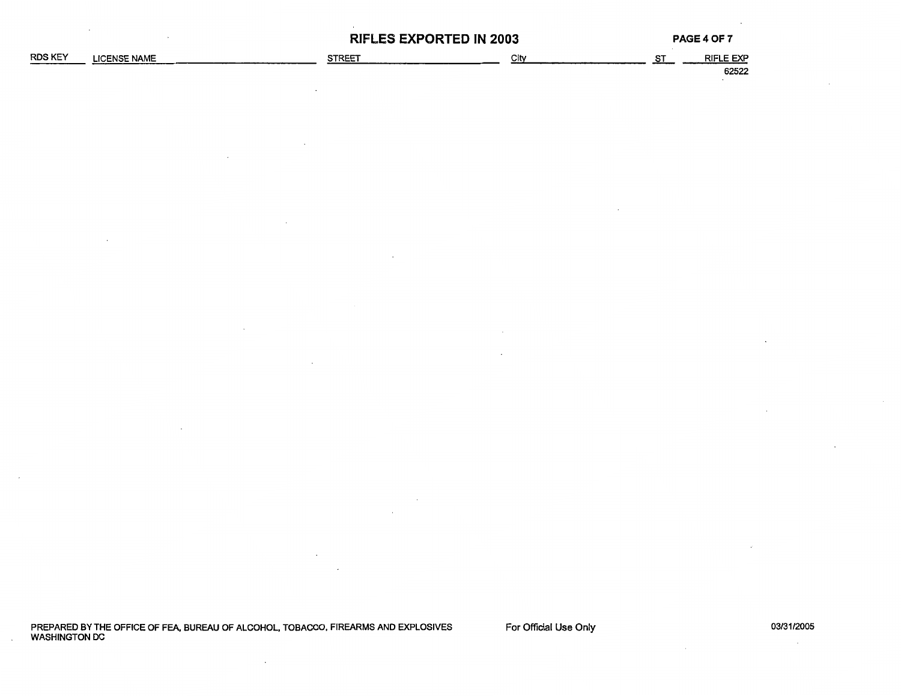# RIFLES EXPORTED IN 2003

| RDS KEY | LICENSE NAME | STREET | City | ST | RIFLE EXP |
| --- | --- | --- | --- | --- | --- |
| | | | | | 62522 |

PREPARED BY THE OFFICE OF FEA, BUREAU OF ALCOHOL, TOBACCO, FIREARMS AND EXPLOSIVES
WASHINGTON DC

For Official Use Only

03/31/2005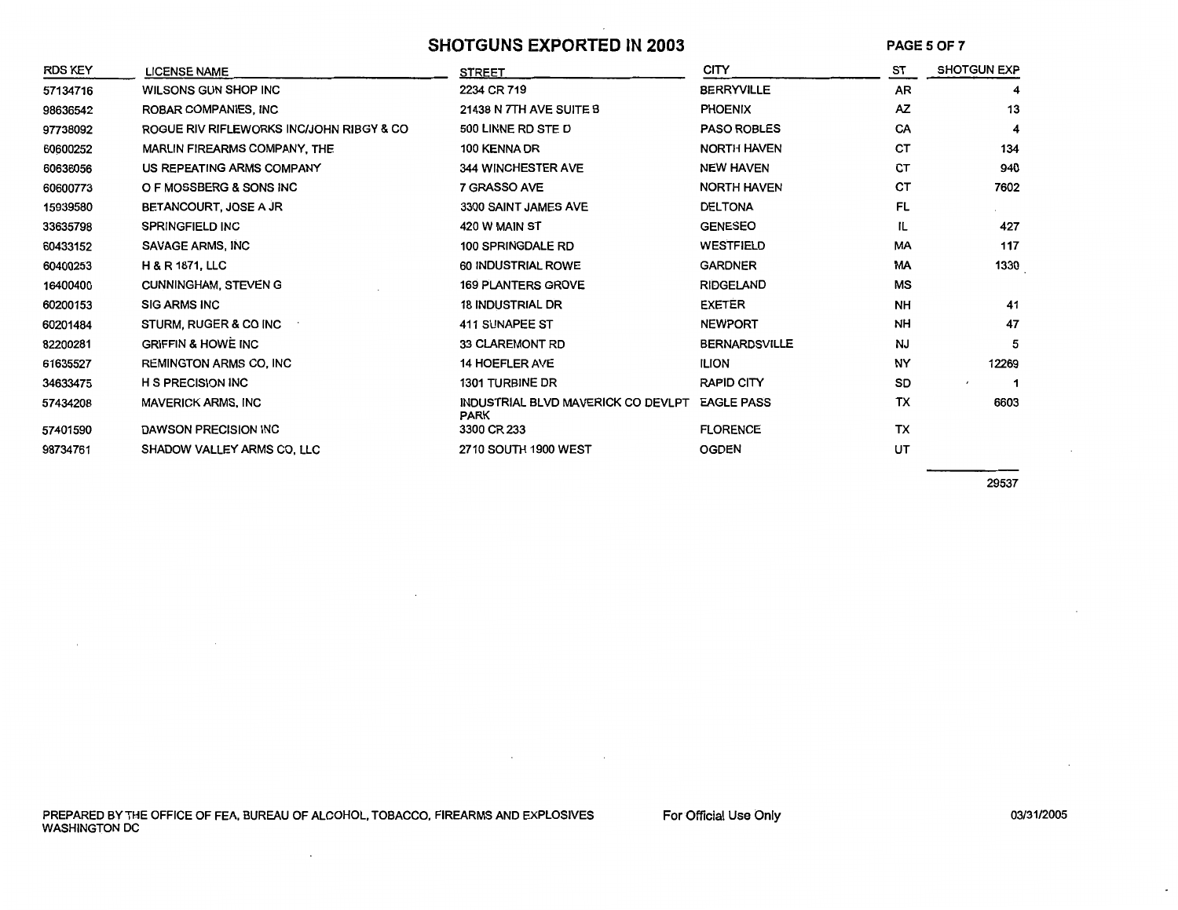# SHOTGUNS EXPORTED IN 2003

| RDS KEY | LICENSE NAME | STREET | CITY | ST | SHOTGUN EXP |
|---|---|---|---|---|---|
| 57134716 | WILSONS GUN SHOP INC | 2234 CR 719 | BERRYVILLE | AR | 4 |
| 98636542 | ROBAR COMPANIES, INC | 21438 N 7TH AVE SUITE B | PHOENIX | AZ | 13 |
| 97738092 | ROGUE RIV RIFLEWORKS INC/JOHN RIBGY & CO | 500 LINNE RD STE D | PASO ROBLES | CA | 4 |
| 60600252 | MARLIN FIREARMS COMPANY, THE | 100 KENNA DR | NORTH HAVEN | CT | 134 |
| 60636056 | US REPEATING ARMS COMPANY | 344 WINCHESTER AVE | NEW HAVEN | CT | 940 |
| 60600773 | O F MOSSBERG & SONS INC | 7 GRASSO AVE | NORTH HAVEN | CT | 7602 |
| 15939580 | BETANCOURT, JOSE A JR | 3300 SAINT JAMES AVE | DELTONA | FL | |
| 33635798 | SPRINGFIELD INC | 420 W MAIN ST | GENESEO | IL | 427 |
| 60433152 | SAVAGE ARMS, INC | 100 SPRINGDALE RD | WESTFIELD | MA | 117 |
| 60400253 | H & R 1871, LLC | 60 INDUSTRIAL ROWE | GARDNER | MA | 1330 |
| 16400400 | CUNNINGHAM, STEVEN G | 169 PLANTERS GROVE | RIDGELAND | MS | |
| 60200153 | SIG ARMS INC | 18 INDUSTRIAL DR | EXETER | NH | 41 |
| 60201484 | STURM, RUGER & CO INC | 411 SUNAPEE ST | NEWPORT | NH | 47 |
| 82200281 | GRIFFIN & HOWE INC | 33 CLAREMONT RD | BERNARDSVILLE | NJ | 5 |
| 61635527 | REMINGTON ARMS CO, INC | 14 HOEFLER AVE | ILION | NY | 12269 |
| 34633475 | H S PRECISION INC | 1301 TURBINE DR | RAPID CITY | SD | 1 |
| 57434208 | MAVERICK ARMS, INC | INDUSTRIAL BLVD MAVERICK CO DEVLPT PARK | EAGLE PASS | TX | 6603 |
| 57401590 | DAWSON PRECISION INC | 3300 CR 233 | FLORENCE | TX | |
| 98734761 | SHADOW VALLEY ARMS CO, LLC | 2710 SOUTH 1900 WEST | OGDEN | UT | |
| | | | | | 29537 |

PREPARED BY THE OFFICE OF FEA, BUREAU OF ALCOHOL, TOBACCO, FIREARMS AND EXPLOSIVES WASHINGTON DC

For Official Use Only

03/31/2005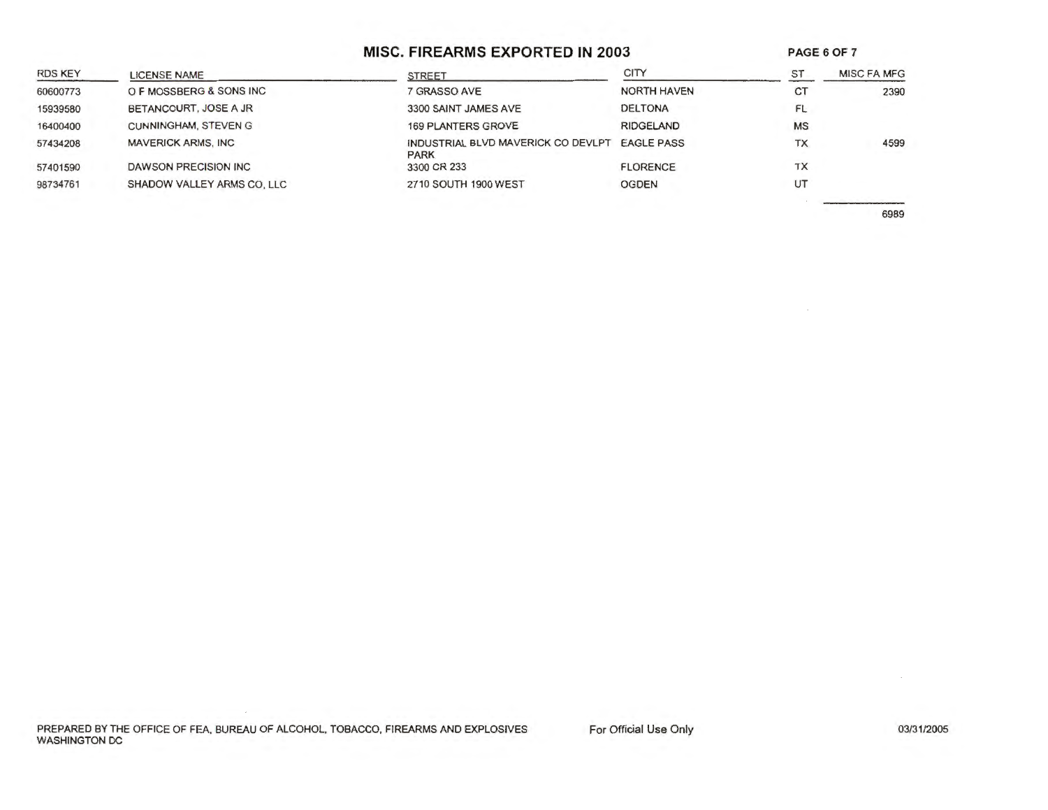# MISC. FIREARMS EXPORTED IN 2003

| RDS KEY | LICENSE NAME | STREET | CITY | ST | MISC FA MFG |
|---|---|---|---|---|---|
| 60600773 | O F MOSSBERG & SONS INC | 7 GRASSO AVE | NORTH HAVEN | CT | 2390 |
| 15939580 | BETANCOURT, JOSE A JR | 3300 SAINT JAMES AVE | DELTONA | FL | |
| 16400400 | CUNNINGHAM, STEVEN G | 169 PLANTERS GROVE | RIDGELAND | MS | |
| 57434208 | MAVERICK ARMS, INC | INDUSTRIAL BLVD MAVERICK CO DEVLPT PARK | EAGLE PASS | TX | 4599 |
| 57401590 | DAWSON PRECISION INC | 3300 CR 233 | FLORENCE | TX | |
| 98734761 | SHADOW VALLEY ARMS CO, LLC | 2710 SOUTH 1900 WEST | OGDEN | UT | |
| | | | | | 6989 |

PREPARED BY THE OFFICE OF FEA, BUREAU OF ALCOHOL, TOBACCO, FIREARMS AND EXPLOSIVES WASHINGTON DC

For Official Use Only

03/31/2005